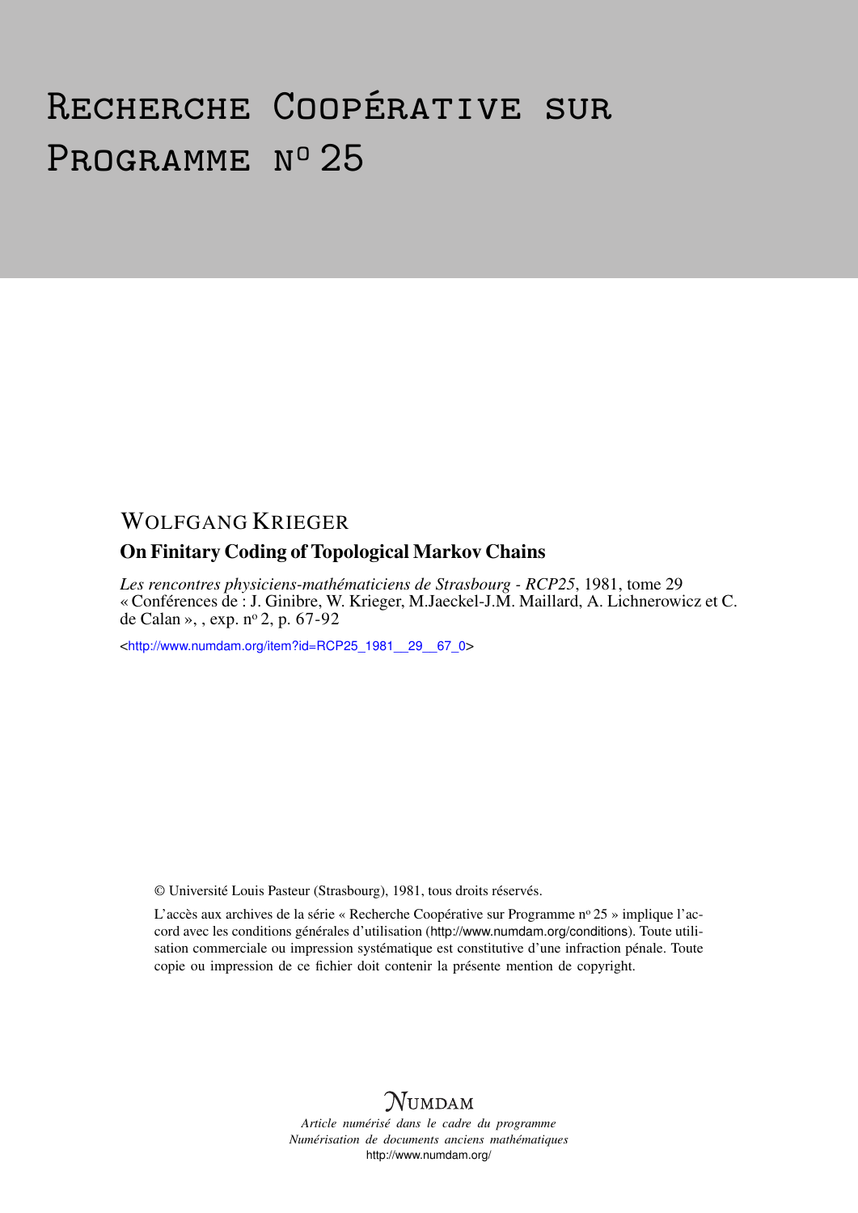# Recherche Coopérative sur Programme n° 25

WOLFGANG KRIEGER

## On Finitary Coding of Topological Markov Chains

*Les rencontres physiciens-mathématiciens de Strasbourg - RCP25*, 1981, tome 29 « Conférences de : J. Ginibre, W. Krieger, M.Jaeckel-J.M. Maillard, A. Lichnerowicz et C. de Calan », , exp. n° 2, p. 67-92

<http://www.numdam.org/item?id=RCP25_1981__29__67_0>

© Université Louis Pasteur (Strasbourg), 1981, tous droits réservés.

L'accès aux archives de la série « Recherche Coopérative sur Programme n° 25 » implique l'accord avec les conditions générales d'utilisation (http://www.numdam.org/conditions). Toute utilisation commerciale ou impression systématique est constitutive d'une infraction pénale. Toute copie ou impression de ce fichier doit contenir la présente mention de copyright.

NUMDAM

*Article numérisé dans le cadre du programme Numérisation de documents anciens mathématiques*

http://www.numdam.org/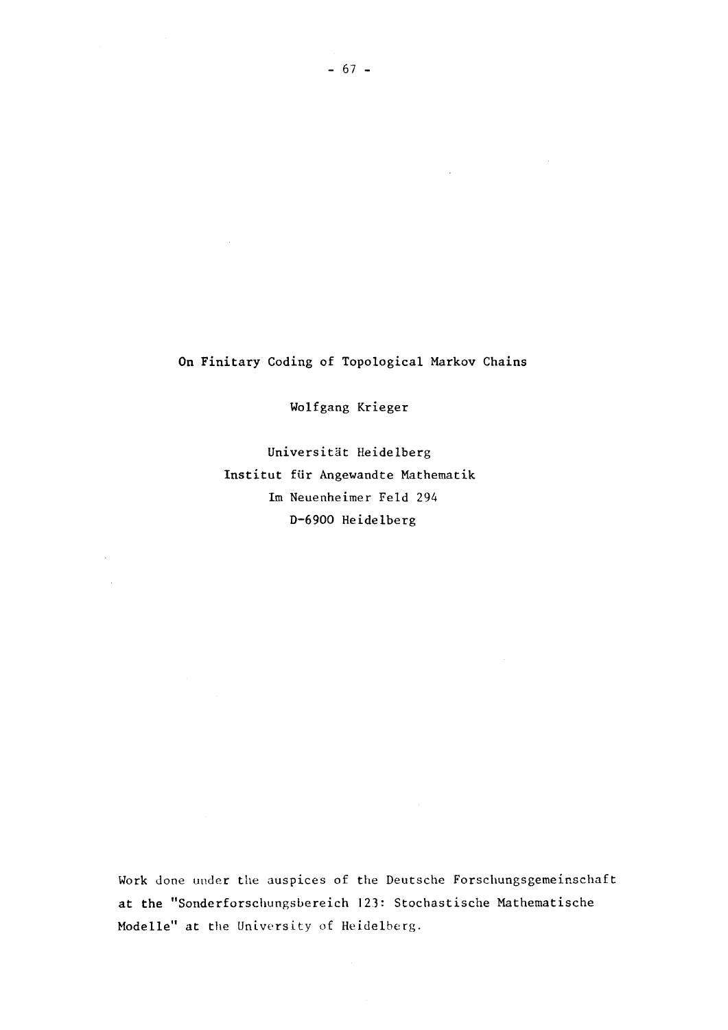# On Finitary Coding of Topological Markov Chains

Wolfgang Krieger

Universität Heidelberg
Institut für Angewandte Mathematik
Im Neuenheimer Feld 294
D-6900 Heidelberg

Work done under the auspices of the Deutsche Forschungsgemeinschaft at the "Sonderforschungsbereich 123: Stochastische Mathematische Modelle" at the University of Heidelberg.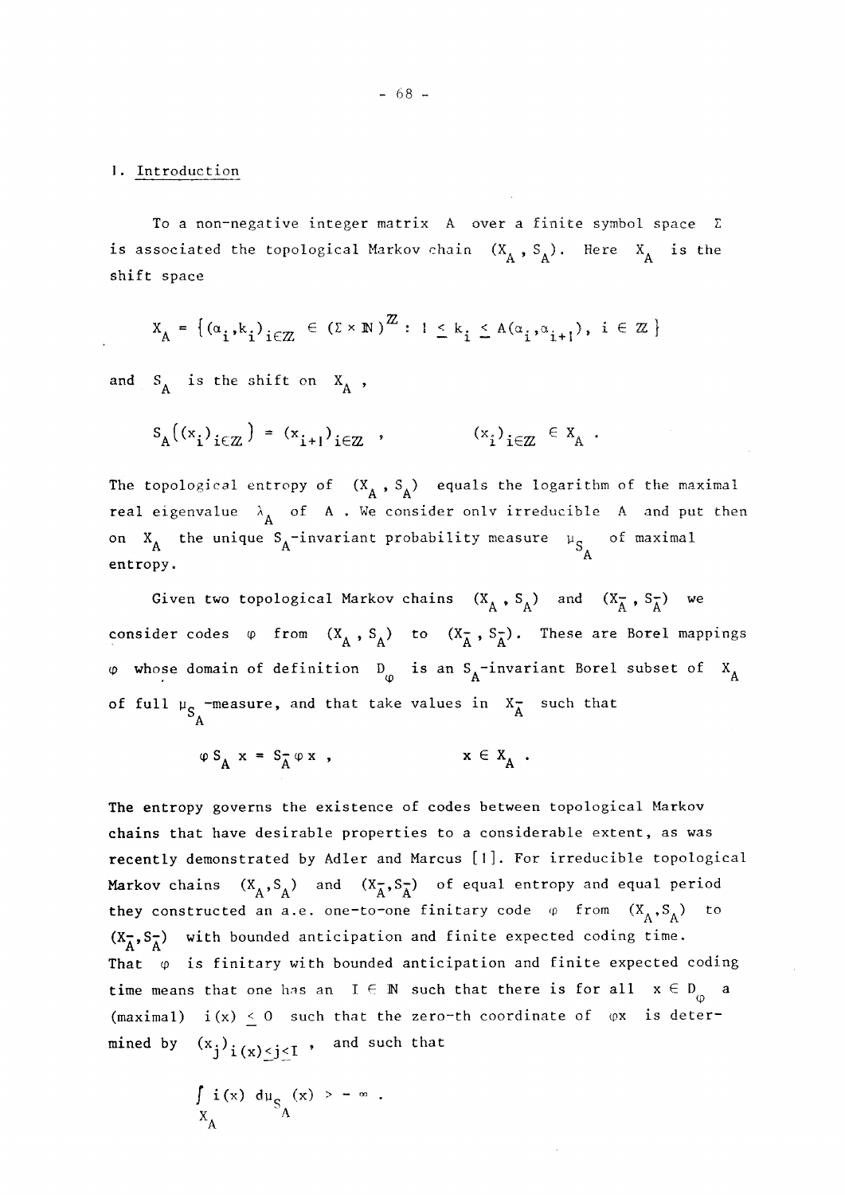## 1. Introduction

To a non-negative integer matrix $A$ over a finite symbol space $\Sigma$ is associated the topological Markov chain $(X_A, S_A)$. Here $X_A$ is the shift space

$$X_A = \{(\alpha_i, k_i)_{i\in\mathbb{Z}} \in (\Sigma \times \mathbb{N})^{\mathbb{Z}} : 1 \leq k_i \leq A(\alpha_i, \alpha_{i+1}),\ i \in \mathbb{Z}\}$$

and $S_A$ is the shift on $X_A$,

$$S_A((x_i)_{i\in\mathbb{Z}}) = (x_{i+1})_{i\in\mathbb{Z}}, \qquad (x_i)_{i\in\mathbb{Z}} \in X_A .$$

The topological entropy of $(X_A, S_A)$ equals the logarithm of the maximal real eigenvalue $\lambda_A$ of $A$. We consider only irreducible $A$ and put then on $X_A$ the unique $S_A$-invariant probability measure $\mu_{S_A}$ of maximal entropy.

Given two topological Markov chains $(X_A, S_A)$ and $(X_{\bar{A}}, S_{\bar{A}})$ we consider codes $\varphi$ from $(X_A, S_A)$ to $(X_{\bar{A}}, S_{\bar{A}})$. These are Borel mappings $\varphi$ whose domain of definition $D_\varphi$ is an $S_A$-invariant Borel subset of $X_A$ of full $\mu_{S_A}$-measure, and that take values in $X_{\bar{A}}$ such that

$$\varphi S_A x = S_{\bar{A}} \varphi x , \qquad x \in X_A .$$

The entropy governs the existence of codes between topological Markov chains that have desirable properties to a considerable extent, as was recently demonstrated by Adler and Marcus [1]. For irreducible topological Markov chains $(X_A, S_A)$ and $(X_{\bar{A}}, S_{\bar{A}})$ of equal entropy and equal period they constructed an a.e. one-to-one finitary code $\varphi$ from $(X_A, S_A)$ to $(X_{\bar{A}}, S_{\bar{A}})$ with bounded anticipation and finite expected coding time. That $\varphi$ is finitary with bounded anticipation and finite expected coding time means that one has an $I \in \mathbb{N}$ such that there is for all $x \in D_\varphi$ a (maximal) $i(x) \leq 0$ such that the zero-th coordinate of $\varphi x$ is determined by $(x_j)_{i(x)\leq j\leq I}$, and such that

$$\int_{X_A} i(x)\, d\mu_{S_A}(x) > -\infty .$$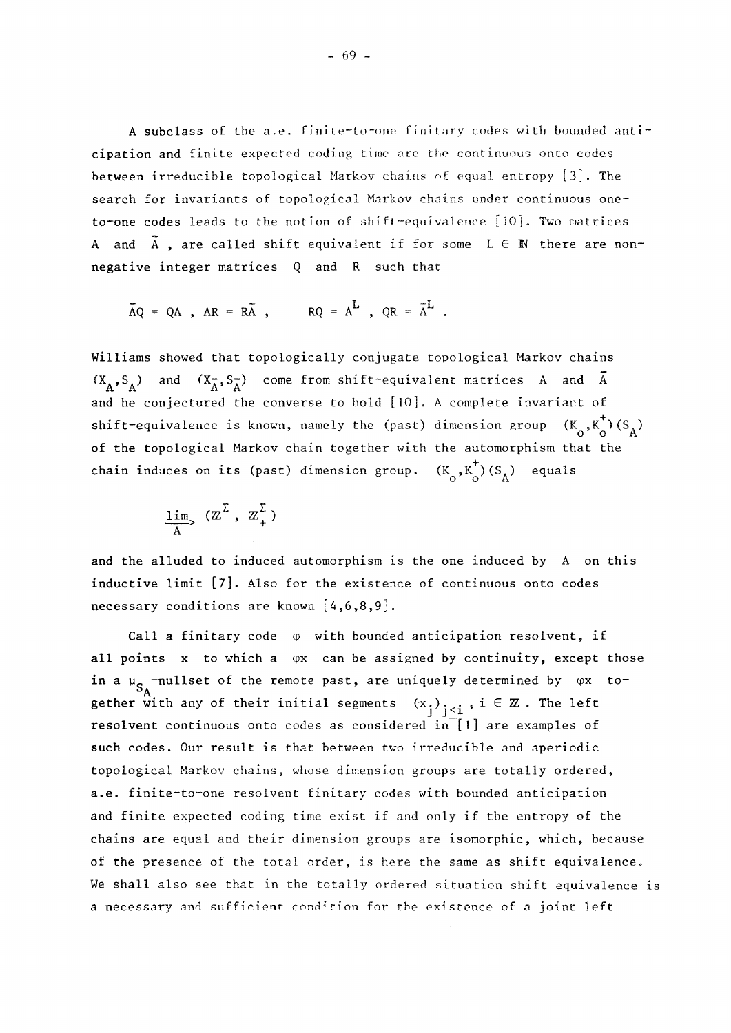A subclass of the a.e. finite-to-one finitary codes with bounded anticipation and finite expected coding time are the continuous onto codes between irreducible topological Markov chains of equal entropy [3]. The search for invariants of topological Markov chains under continuous one-to-one codes leads to the notion of shift-equivalence [10]. Two matrices $A$ and $\bar{A}$, are called shift equivalent if for some $L \in \mathbb{N}$ there are non-negative integer matrices $Q$ and $R$ such that

$$\bar{A}Q = QA \ , \ AR = R\bar{A} \ , \qquad RQ = A^L \ , \ QR = \bar{A}^L \ .$$

Williams showed that topologically conjugate topological Markov chains $(X_A, S_A)$ and $(X_{\bar{A}}, S_{\bar{A}})$ come from shift-equivalent matrices $A$ and $\bar{A}$ and he conjectured the converse to hold [10]. A complete invariant of shift-equivalence is known, namely the (past) dimension group $(K_o, K_o^+)(S_A)$ of the topological Markov chain together with the automorphism that the chain induces on its (past) dimension group. $(K_o, K_o^+)(S_A)$ equals

$$\underset{A}{\underrightarrow{\lim}} \ (\mathbb{Z}^{\Sigma}, \ \mathbb{Z}_+^{\Sigma})$$

and the alluded to induced automorphism is the one induced by $A$ on this inductive limit [7]. Also for the existence of continuous onto codes necessary conditions are known [4,6,8,9].

Call a finitary code $\varphi$ with bounded anticipation resolvent, if all points $x$ to which a $\varphi x$ can be assigned by continuity, except those in a $\mu_{S_A}$-nullset of the remote past, are uniquely determined by $\varphi x$ together with any of their initial segments $(x_j)_{j<i}$, $i \in \mathbb{Z}$. The left resolvent continuous onto codes as considered in [1] are examples of such codes. Our result is that between two irreducible and aperiodic topological Markov chains, whose dimension groups are totally ordered, a.e. finite-to-one resolvent finitary codes with bounded anticipation and finite expected coding time exist if and only if the entropy of the chains are equal and their dimension groups are isomorphic, which, because of the presence of the total order, is here the same as shift equivalence. We shall also see that in the totally ordered situation shift equivalence is a necessary and sufficient condition for the existence of a joint left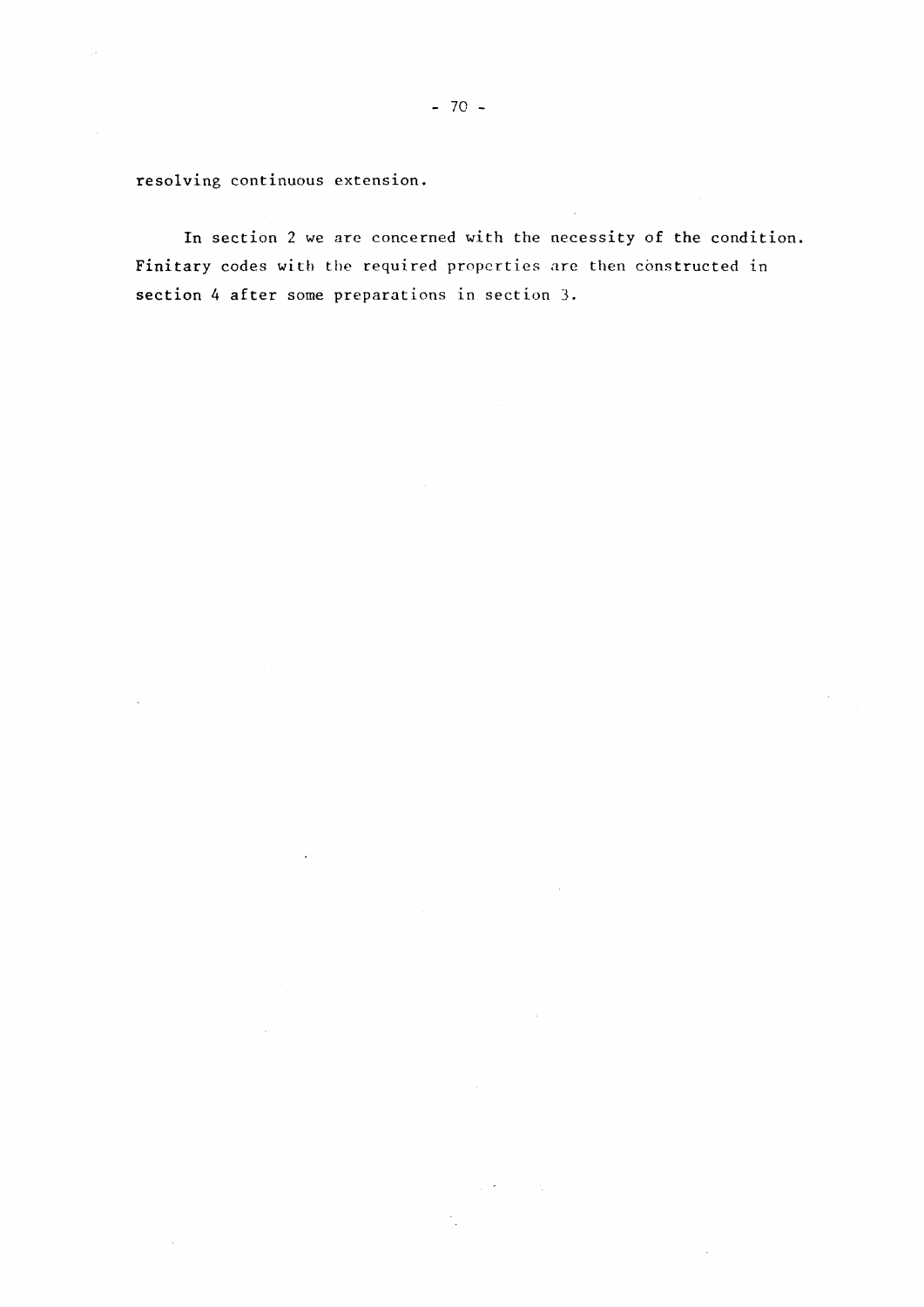resolving continuous extension.

In section 2 we are concerned with the necessity of the condition. Finitary codes with the required properties are then constructed in section 4 after some preparations in section 3.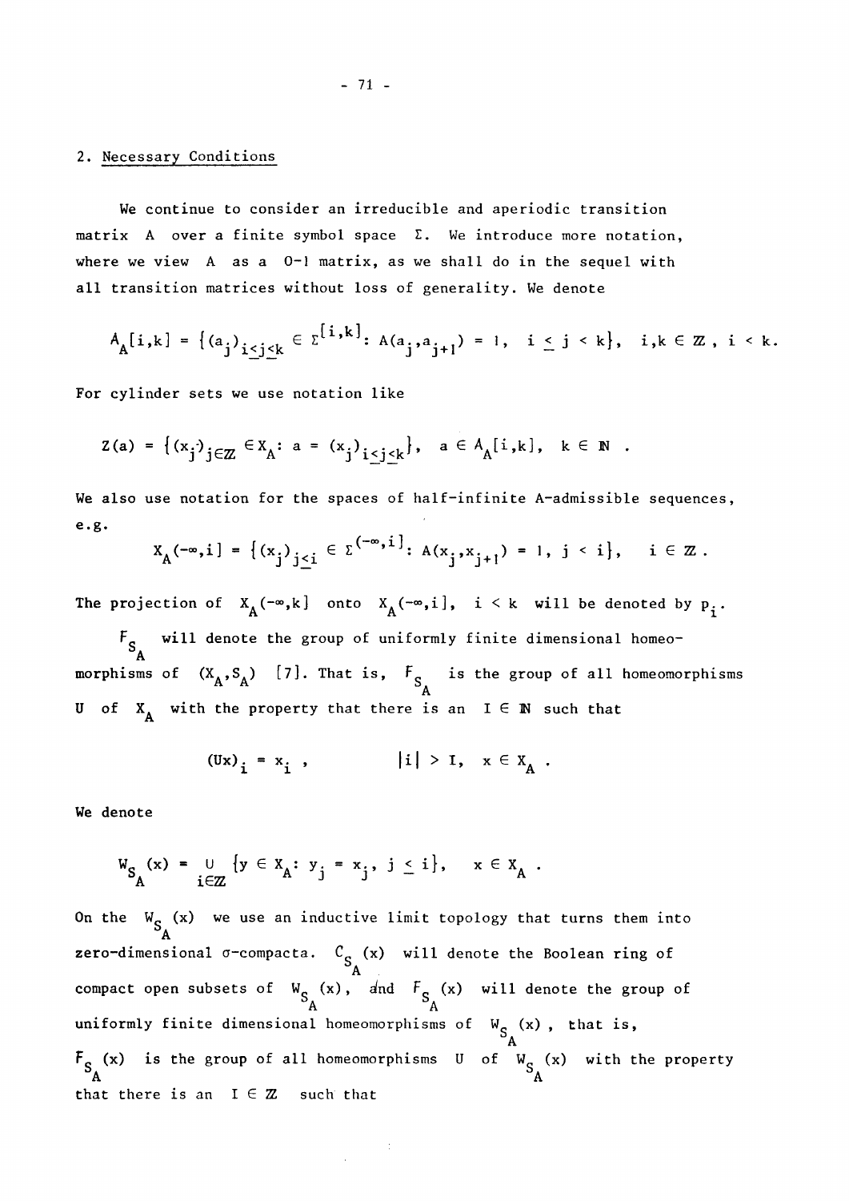## 2. Necessary Conditions

We continue to consider an irreducible and aperiodic transition matrix $A$ over a finite symbol space $\Sigma$. We introduce more notation, where we view $A$ as a 0-1 matrix, as we shall do in the sequel with all transition matrices without loss of generality. We denote

$$A_A[i,k] = \{(a_j)_{i \leq j \leq k} \in \Sigma^{[i,k]} : A(a_j, a_{j+1}) = 1, \ i \leq j < k\}, \quad i,k \in \mathbb{Z}, \ i < k.$$

For cylinder sets we use notation like

$$Z(a) = \{(x_j)_{j \in \mathbb{Z}} \in X_A : a = (x_j)_{i \leq j \leq k}\}, \quad a \in A_A[i,k], \ k \in \mathbb{N} .$$

We also use notation for the spaces of half-infinite A-admissible sequences, e.g.

$$X_A(-\infty,i] = \{(x_j)_{j \leq i} \in \Sigma^{(-\infty,i]} : A(x_j, x_{j+1}) = 1, \ j < i\}, \quad i \in \mathbb{Z} .$$

The projection of $X_A(-\infty,k]$ onto $X_A(-\infty,i]$, $i < k$ will be denoted by $p_i$.

$F_{S_A}$ will denote the group of uniformly finite dimensional homeomorphisms of $(X_A, S_A)$ [7]. That is, $F_{S_A}$ is the group of all homeomorphisms $U$ of $X_A$ with the property that there is an $I \in \mathbb{N}$ such that

$$(Ux)_i = x_i , \qquad |i| > I, \ x \in X_A .$$

We denote

$$W_{S_A}(x) = \bigcup_{i \in \mathbb{Z}} \{y \in X_A : y_j = x_j, \ j \leq i\}, \quad x \in X_A .$$

On the $W_{S_A}(x)$ we use an inductive limit topology that turns them into zero-dimensional $\sigma$-compacta. $C_{S_A}(x)$ will denote the Boolean ring of compact open subsets of $W_{S_A}(x)$, and $F_{S_A}(x)$ will denote the group of uniformly finite dimensional homeomorphisms of $W_{S_A}(x)$, that is, $F_{S_A}(x)$ is the group of all homeomorphisms $U$ of $W_{S_A}(x)$ with the property that there is an $I \in \mathbb{Z}$ such that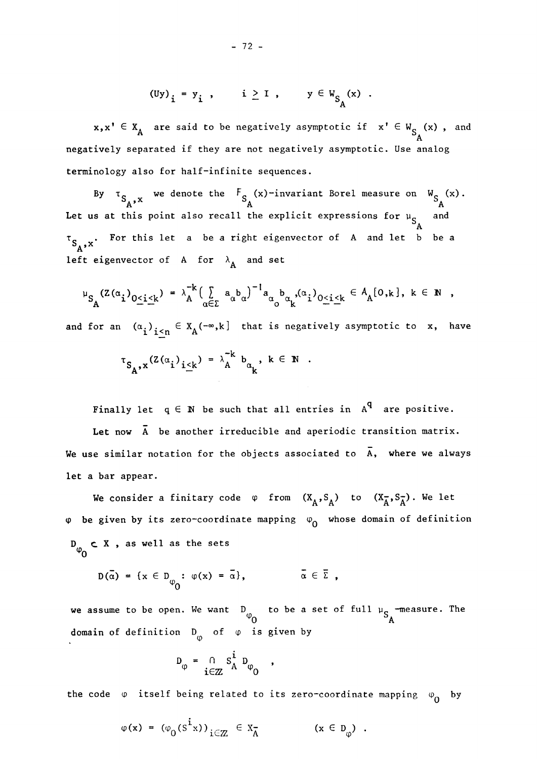$$(Uy)_i = y_i \;, \qquad i \geq I \;, \qquad y \in W_{S_A}(x) \;.$$

$x, x' \in X_A$ are said to be negatively asymptotic if $x' \in W_{S_A}(x)$, and negatively separated if they are not negatively asymptotic. Use analog terminology also for half-infinite sequences.

By $\tau_{S_A,x}$ we denote the $F_{S_A}(x)$-invariant Borel measure on $W_{S_A}(x)$. Let us at this point also recall the explicit expressions for $\mu_{S_A}$ and $\tau_{S_A,x}$. For this let $a$ be a right eigenvector of $A$ and let $b$ be a left eigenvector of $A$ for $\lambda_A$ and set

$$\mu_{S_A}(Z(\alpha_i)_{0\leq i\leq k}) = \lambda_A^{-k}\Big(\sum_{\alpha\in\Sigma} a_\alpha b_\alpha\Big)^{-1} a_{\alpha_0} b_{\alpha_k}, (\alpha_i)_{0\leq i\leq k} \in A_A[0,k],\; k \in \mathbb{N} \;,$$

and for an $(\alpha_i)_{i\leq n} \in X_A(-\infty,k]$ that is negatively asymptotic to $x$, have

$$\tau_{S_A,x}(Z(\alpha_i)_{i\leq k}) = \lambda_A^{-k}\, b_{\alpha_k} \,,\; k \in \mathbb{N} \;.$$

Finally let $q \in \mathbb{N}$ be such that all entries in $A^q$ are positive.

Let now $\bar{A}$ be another irreducible and aperiodic transition matrix. We use similar notation for the objects associated to $\bar{A}$, where we always let a bar appear.

We consider a finitary code $\varphi$ from $(X_A, S_A)$ to $(X_{\bar{A}}, S_{\bar{A}})$. We let $\varphi$ be given by its zero-coordinate mapping $\varphi_0$ whose domain of definition $D_{\varphi_0} \subset X$, as well as the sets

$$D(\bar{\alpha}) = \{x \in D_{\varphi_0} : \varphi(x) = \bar{\alpha}\}, \qquad\qquad \bar{\alpha} \in \bar{\Sigma} \;,$$

we assume to be open. We want $D_{\varphi_0}$ to be a set of full $\mu_{S_A}$-measure. The domain of definition $D_\varphi$ of $\varphi$ is given by

$$D_\varphi = \bigcap_{i\in\mathbb{Z}} S_A^i D_{\varphi_0} \;,$$

the code $\varphi$ itself being related to its zero-coordinate mapping $\varphi_0$ by

$$\varphi(x) = (\varphi_0(S^i x))_{i\in\mathbb{Z}} \in X_{\bar{A}} \qquad\qquad (x \in D_\varphi) \;.$$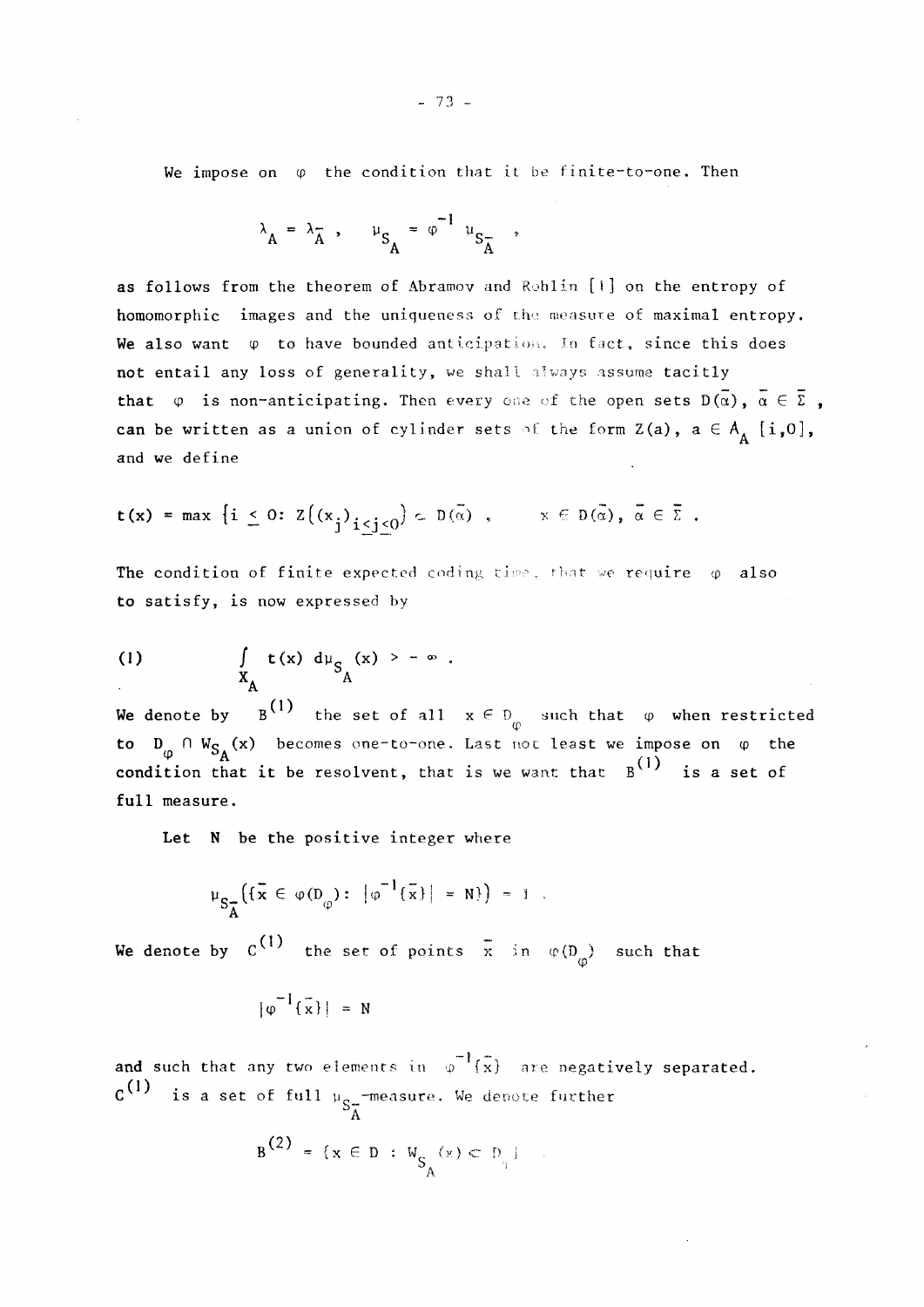We impose on $\varphi$ the condition that it be finite-to-one. Then

$$\lambda_A = \lambda_{\bar{A}} , \quad \mu_{S_A} = \varphi^{-1} \mu_{S_{\bar{A}}} ,$$

as follows from the theorem of Abramov and Rohlin [1] on the entropy of homomorphic images and the uniqueness of the measure of maximal entropy. We also want $\varphi$ to have bounded anticipation. In fact, since this does not entail any loss of generality, we shall always assume tacitly that $\varphi$ is non-anticipating. Then every one of the open sets $D(\bar{\alpha})$, $\bar{\alpha} \in \bar{\Sigma}$ , can be written as a union of cylinder sets of the form $Z(a)$, $a \in A_A\ [i,0]$, and we define

$$t(x) = \max \{ i \leq 0 : Z((x_j)_{i \leq j \leq 0}) \subset D(\bar{\alpha}) \ , \qquad x \in D(\bar{\alpha}),\ \bar{\alpha} \in \bar{\Sigma} \ .$$

The condition of finite expected coding time, that we require $\varphi$ also to satisfy, is now expressed by

$$(1) \qquad \int_{X_A} t(x)\, d\mu_{S_A}(x) > -\infty \ .$$

We denote by $B^{(1)}$ the set of all $x \in D_\varphi$ such that $\varphi$ when restricted to $D_\varphi \cap W_{S_A}(x)$ becomes one-to-one. Last not least we impose on $\varphi$ the condition that it be resolvent, that is we want that $B^{(1)}$ is a set of full measure.

Let $N$ be the positive integer where

$$\mu_{S_{\bar{A}}}(\{\bar{x} \in \varphi(D_\varphi) : |\varphi^{-1}\{\bar{x}\}| = N\}) = 1 \ .$$

We denote by $C^{(1)}$ the set of points $\bar{x}$ in $\varphi(D_\varphi)$ such that

$$|\varphi^{-1}\{\bar{x}\}| = N$$

and such that any two elements in $\varphi^{-1}\{\bar{x}\}$ are negatively separated. $C^{(1)}$ is a set of full $\mu_{S_{\bar{A}}}$-measure. We denote further

$$B^{(2)} = \{x \in D : W_{S_A}(x) \subset D_\varphi\} \ .$$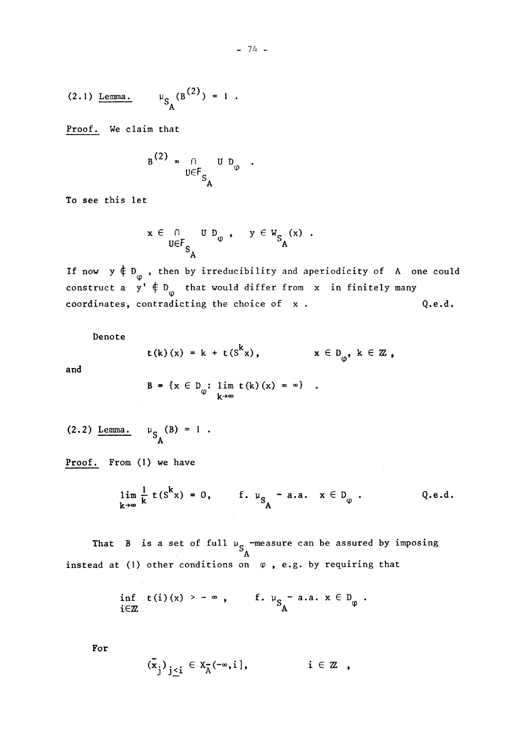(2.1) <u>Lemma.</u> $\mu_{S_A}(B^{(2)}) = 1$ .

<u>Proof.</u> We claim that

$$B^{(2)} = \bigcap_{U \in F_{S_A}} U D_\varphi \quad .$$

To see this let

$$x \in \bigcap_{U \in F_{S_A}} U D_\varphi \, , \qquad y \in W_{S_A}(x) \; .$$

If now $y \notin D_\varphi$ , then by irreducibility and aperiodicity of $A$ one could construct a $y' \notin D_\varphi$ that would differ from $x$ in finitely many coordinates, contradicting the choice of $x$ . Q.e.d.

Denote

$$t(k)(x) = k + t(S^k x), \qquad x \in D_\varphi, \; k \in \mathbb{Z} \, ,$$

and

$$B = \{x \in D_\varphi : \lim_{k \to \infty} t(k)(x) = \infty\} \quad .$$

(2.2) <u>Lemma.</u> $\mu_{S_A}(B) = 1$ .

<u>Proof.</u> From (1) we have

$$\lim_{k \to \infty} \frac{1}{k} t(S^k x) = 0, \qquad \text{f. } \mu_{S_A} - \text{a.a. } x \in D_\varphi \, . \qquad \text{Q.e.d.}$$

That $B$ is a set of full $\mu_{S_A}$-measure can be assured by imposing instead at (1) other conditions on $\varphi$ , e.g. by requiring that

$$\inf_{i \in \mathbb{Z}} t(i)(x) > -\infty \, , \qquad \text{f. } \mu_{S_A} - \text{a.a. } x \in D_\varphi \, .$$

For

$$(\bar{x}_j)_{j \leq i} \in X_A^-(-\infty, i], \qquad i \in \mathbb{Z} \; ,$$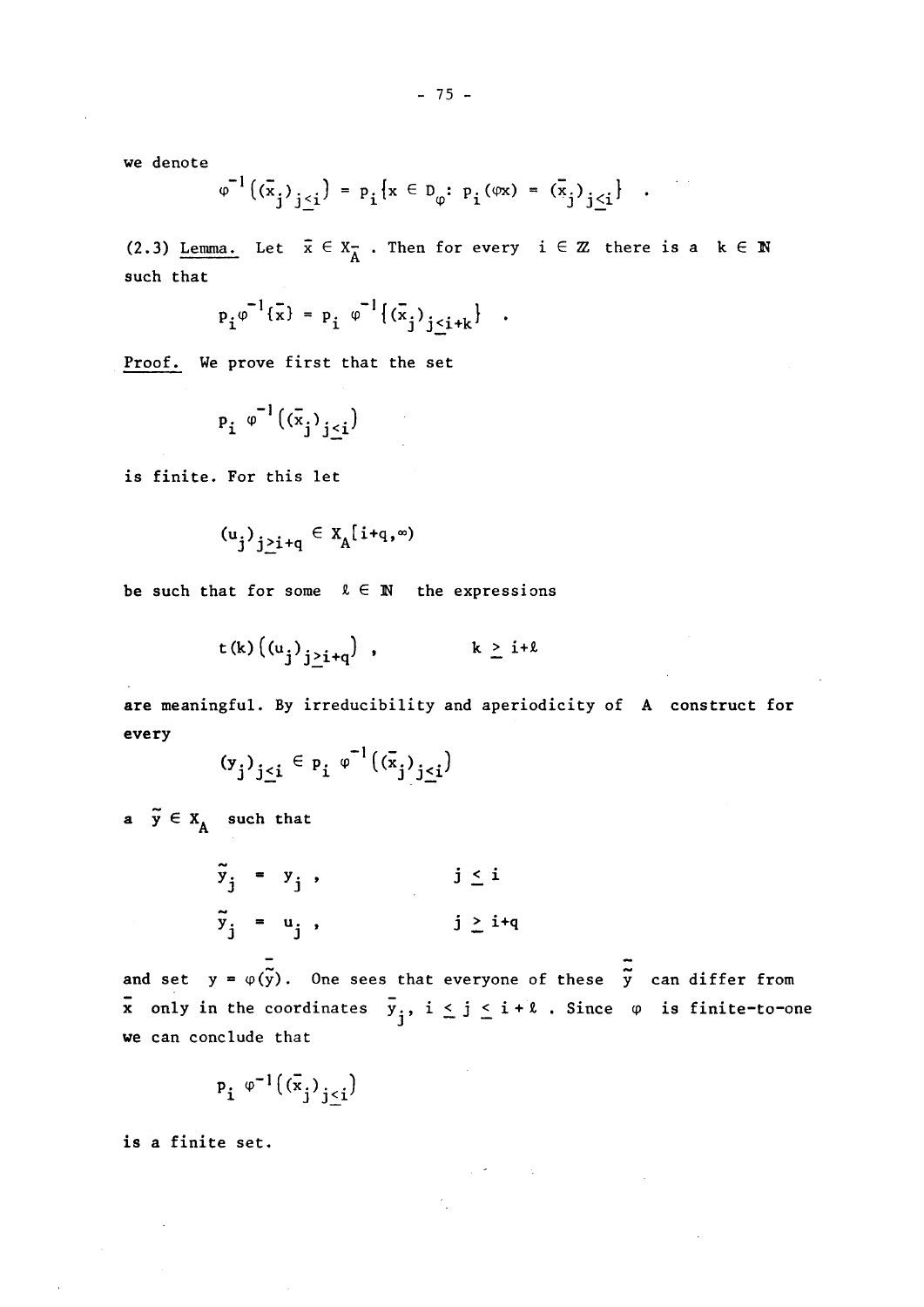we denote

$$\varphi^{-1}\big((\bar{x}_j)_{j\le i}\big) = p_i\{x \in D_\varphi :\ p_i(\varphi x) = (\bar{x}_j)_{j\le i}\} \quad .$$

(2.3) Lemma. Let $\bar{x} \in X_{\bar{A}}$ . Then for every $i \in \mathbb{Z}$ there is a $k \in \mathbb{N}$ such that

$$p_i \varphi^{-1}\{\bar{x}\} = p_i\ \varphi^{-1}\{(\bar{x}_j)_{j\le i+k}\} \quad .$$

Proof. We prove first that the set

$$p_i\ \varphi^{-1}\big((\bar{x}_j)_{j\le i}\big)$$

is finite. For this let

$$(u_j)_{j\ge i+q} \in X_A[i+q,\infty)$$

be such that for some $\ell \in \mathbb{N}$ the expressions

$$t(k)\big((u_j)_{j\ge i+q}\big)\ , \qquad\qquad k \ge i+\ell$$

are meaningful. By irreducibility and aperiodicity of $A$ construct for every

$$(y_j)_{j\le i} \in p_i\ \varphi^{-1}\big((\bar{x}_j)_{j\le i}\big)$$

a $\tilde{y} \in X_A$ such that

$$\begin{aligned} \tilde{y}_j &= y_j\ , \qquad && j \le i \\ \tilde{y}_j &= u_j\ , \qquad && j \ge i+q \end{aligned}$$

and set $\bar{y} = \varphi(\tilde{y})$. One sees that everyone of these $\bar{\tilde{y}}$ can differ from $\bar{x}$ only in the coordinates $\bar{y}_j$, $i \le j \le i+\ell$ . Since $\varphi$ is finite-to-one we can conclude that

$$p_i\ \varphi^{-1}\big((\bar{x}_j)_{j\le i}\big)$$

is a finite set.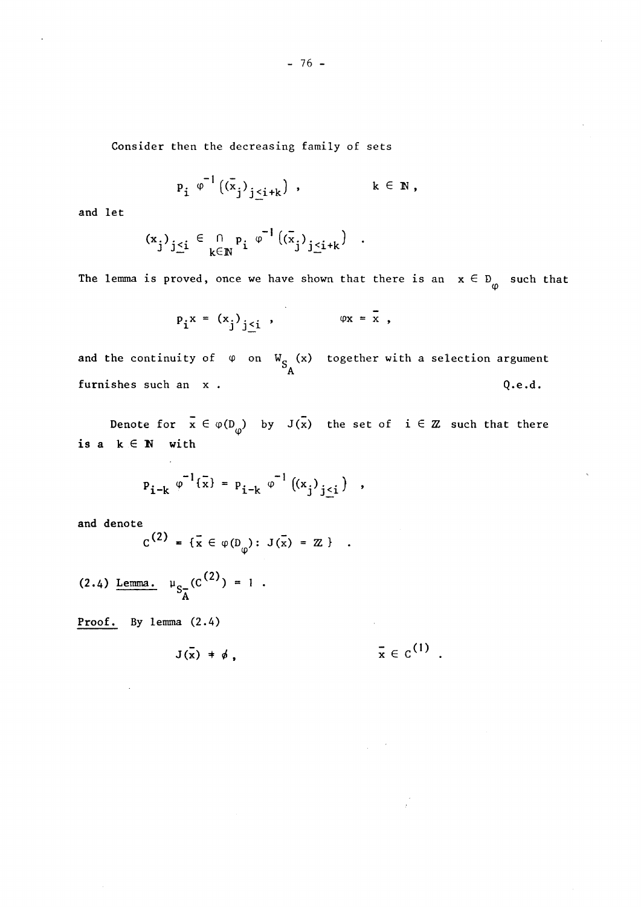Consider then the decreasing family of sets

$$p_i \ \varphi^{-1}\left((\bar{x}_j)_{j \leq i+k}\right) , \qquad k \in \mathbb{N} ,$$

and let

$$(x_j)_{j \leq i} \in \bigcap_{k \in \mathbb{N}} p_i \ \varphi^{-1}\left((\bar{x}_j)_{j \leq i+k}\right) .$$

The lemma is proved, once we have shown that there is an $x \in D_\varphi$ such that

$$p_i x = (x_j)_{j \leq i} , \qquad \varphi x = \bar{x} ,$$

and the continuity of $\varphi$ on $W_{S_A}(x)$ together with a selection argument furnishes such an $x$ . Q.e.d.

Denote for $\bar{x} \in \varphi(D_\varphi)$ by $J(\bar{x})$ the set of $i \in \mathbb{Z}$ such that there is a $k \in \mathbb{N}$ with

$$p_{i-k} \ \varphi^{-1}\{\bar{x}\} = p_{i-k} \ \varphi^{-1}\left((x_j)_{j \leq i}\right) ,$$

and denote

$$C^{(2)} = \{\bar{x} \in \varphi(D_\varphi) : J(\bar{x}) = \mathbb{Z}\} .$$

(2.4) <u>Lemma.</u> $\mu_{S_{\bar{A}}}(C^{(2)}) = 1$ .

**Proof.** By lemma (2.4)

$$J(\bar{x}) \neq \emptyset , \qquad \bar{x} \in C^{(1)} .$$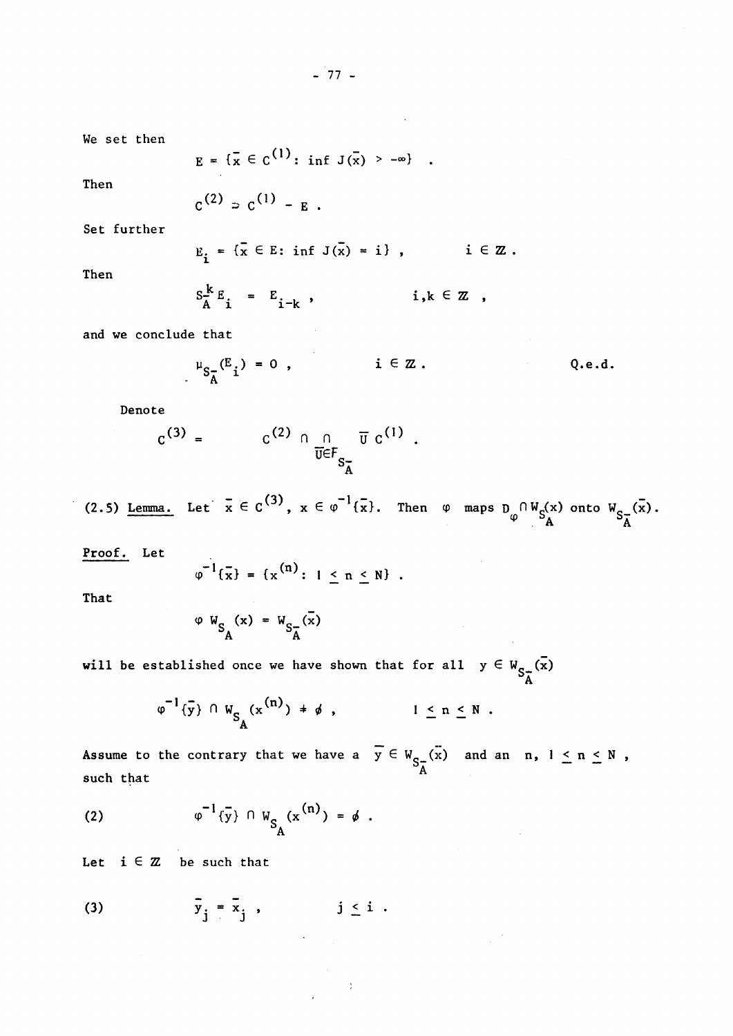We set then

$$E = \{\bar{x} \in C^{(1)}: \inf J(\bar{x}) > -\infty\} \quad .$$

Then

$$C^{(2)} \supset C^{(1)} - E \ .$$

Set further

$$E_i = \{\bar{x} \in E: \inf J(\bar{x}) = i\} \ , \qquad i \in \mathbb{Z} \ .$$

Then

$$S_{\bar{A}}^{k} E_i = E_{i-k} \ , \qquad i,k \in \mathbb{Z} \ ,$$

and we conclude that

$$\mu_{S_{\bar{A}}}(E_i) = 0 \ , \qquad i \in \mathbb{Z} \ . \qquad \text{Q.e.d.}$$

Denote

$$C^{(3)} = \qquad C^{(2)} \cap \bigcap_{\bar{U} \in F_{S_{\bar{A}}}} \bar{U}\, C^{(1)} \ .$$

(2.5) <u>Lemma.</u> Let $\bar{x} \in C^{(3)}$, $x \in \varphi^{-1}\{\bar{x}\}$. Then $\varphi$ maps $D_{\varphi} \cap W_{S_A}(x)$ onto $W_{S_{\bar{A}}}(\bar{x})$.

<u>Proof.</u> Let

$$\varphi^{-1}\{\bar{x}\} = \{x^{(n)}: 1 \leq n \leq N\} \ .$$

That

$$\varphi\, W_{S_A}(x) = W_{S_{\bar{A}}}(\bar{x})$$

will be established once we have shown that for all $y \in W_{S_{\bar{A}}}(\bar{x})$

$$\varphi^{-1}\{\bar{y}\} \cap W_{S_A}(x^{(n)}) \neq \emptyset \ , \qquad 1 \leq n \leq N \ .$$

Assume to the contrary that we have a $\bar{y} \in W_{S_{\bar{A}}}(\bar{x})$ and an $n$, $1 \leq n \leq N$, such that

$$\varphi^{-1}\{\bar{y}\} \cap W_{S_A}(x^{(n)}) = \emptyset \ . \tag{2}$$

Let $i \in \mathbb{Z}$ be such that

$$\bar{y}_j = \bar{x}_j \ , \qquad j \leq i \ . \tag{3}$$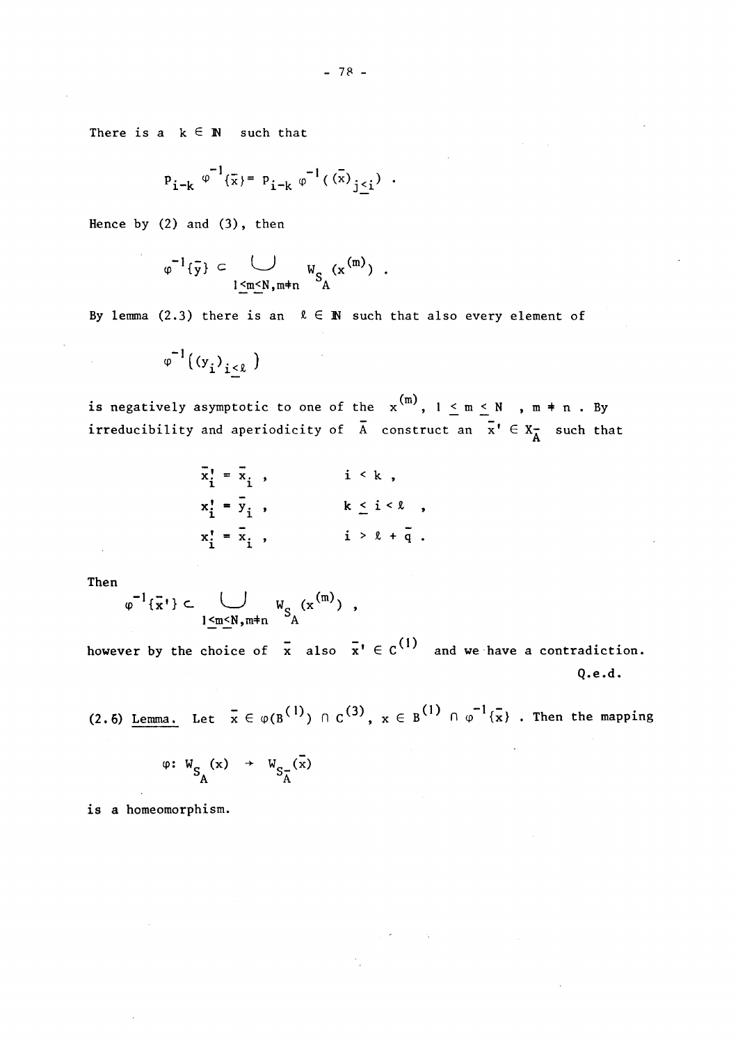There is a $k \in \mathbb{N}$ such that

$$p_{i-k}\, \varphi^{-1}\{\bar{x}\} = p_{i-k}\, \varphi^{-1}((\bar{x})_{j \leq i}) \; .$$

Hence by (2) and (3), then

$$\varphi^{-1}\{\bar{y}\} \subset \bigcup_{1 \leq m \leq N, m \neq n} W_{S_A}(x^{(m)}) \; .$$

By lemma (2.3) there is an $\ell \in \mathbb{N}$ such that also every element of

$$\varphi^{-1}((y_i)_{i \leq \ell})$$

is negatively asymptotic to one of the $x^{(m)}$, $1 \leq m \leq N$ , $m \neq n$ . By irreducibility and aperiodicity of $\bar{A}$ construct an $\bar{x}' \in X_{\bar{A}}$ such that

$$\begin{aligned} \bar{x}_i' &= \bar{x}_i \; , & i &< k \; , \\ x_i' &= \bar{y}_i \; , & k &\leq i < \ell \; , \\ x_i' &= \bar{x}_i \; , & i &> \ell + \bar{q} \; . \end{aligned}$$

Then

$$\varphi^{-1}\{\bar{x}'\} \subset \bigcup_{1 \leq m \leq N, m \neq n} W_{S_A}(x^{(m)}) \; ,$$

however by the choice of $\bar{x}$ also $\bar{x}' \in C^{(1)}$ and we have a contradiction.

Q.e.d.

(2.6) Lemma. Let $\bar{x} \in \varphi(B^{(1)}) \cap C^{(3)}$, $x \in B^{(1)} \cap \varphi^{-1}\{\bar{x}\}$ . Then the mapping

$$\varphi \colon W_{S_A}(x) \to W_{S_{\bar{A}}}(\bar{x})$$

is a homeomorphism.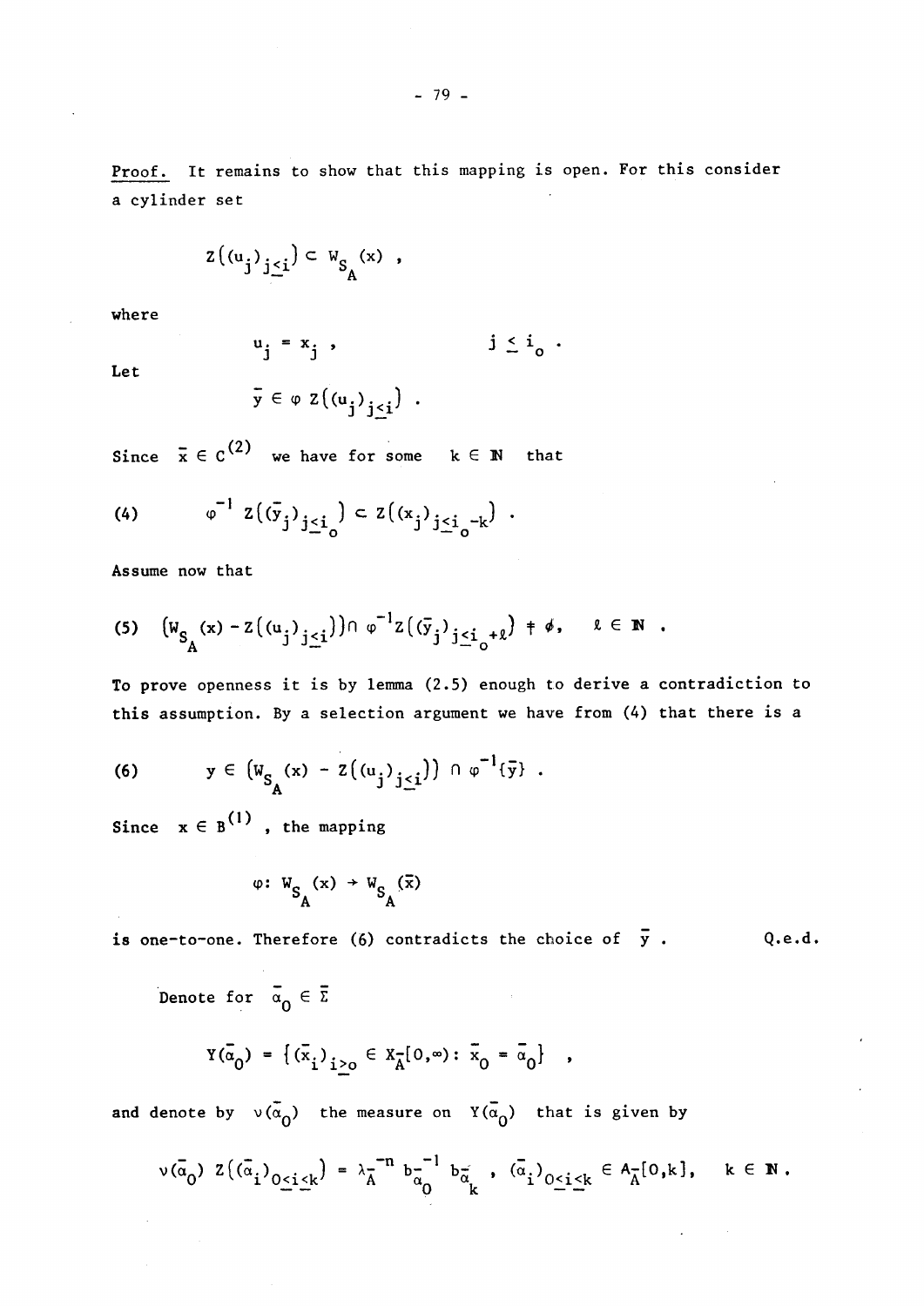<u>Proof.</u> It remains to show that this mapping is open. For this consider a cylinder set

$$Z\big((u_j)_{j\le i}\big) \subset W_{S_A}(x) \ ,$$

where

$$u_j = x_j \ , \qquad\qquad j \le i_o \ .$$

Let

$$\bar{y} \in \varphi\, Z\big((u_j)_{j\le i}\big) \ .$$

Since $\bar{x} \in C^{(2)}$ we have for some $k \in \mathbb{N}$ that

$$(4) \qquad \varphi^{-1}\, Z\big((\bar{y}_j)_{j\le i_o}\big) \subset Z\big((x_j)_{j\le i_o - k}\big) \ .$$

Assume now that

$$(5) \quad \big(W_{S_A}(x) - Z\big((u_j)_{j\le i}\big)\big) \cap \varphi^{-1} Z\big((\bar{y}_j)_{j\le i_o+\ell}\big) \neq \phi, \qquad \ell \in \mathbb{N} \ .$$

To prove openness it is by lemma (2.5) enough to derive a contradiction to this assumption. By a selection argument we have from (4) that there is a

$$(6) \qquad y \in \big(W_{S_A}(x) - Z\big((u_j)_{j\le i}\big)\big) \cap \varphi^{-1}\{\bar{y}\} \ .$$

Since $x \in B^{(1)}$ , the mapping

$$\varphi\colon W_{S_A}(x) \to W_{S_A}(\bar{x})$$

is one-to-one. Therefore (6) contradicts the choice of $\bar{y}$ . Q.e.d.

Denote for $\bar{\alpha}_0 \in \bar{\Sigma}$

$$Y(\bar{\alpha}_0) = \{(\bar{x}_i)_{i\ge o} \in X_{\bar{A}}[0,\infty) : \bar{x}_0 = \bar{\alpha}_0\} \quad ,$$

and denote by $\nu(\bar{\alpha}_0)$ the measure on $Y(\bar{\alpha}_0)$ that is given by

$$\nu(\bar{\alpha}_0)\ Z\big((\bar{\alpha}_i)_{0\le i\le k}\big) = \lambda_{\bar{A}}^{-n}\, b_{\bar{\alpha}_0}^{-1}\, b_{\bar{\alpha}_k} \ , \ (\bar{\alpha}_i)_{0\le i\le k} \in A_{\bar{A}}[0,k], \quad k \in \mathbb{N} \ .$$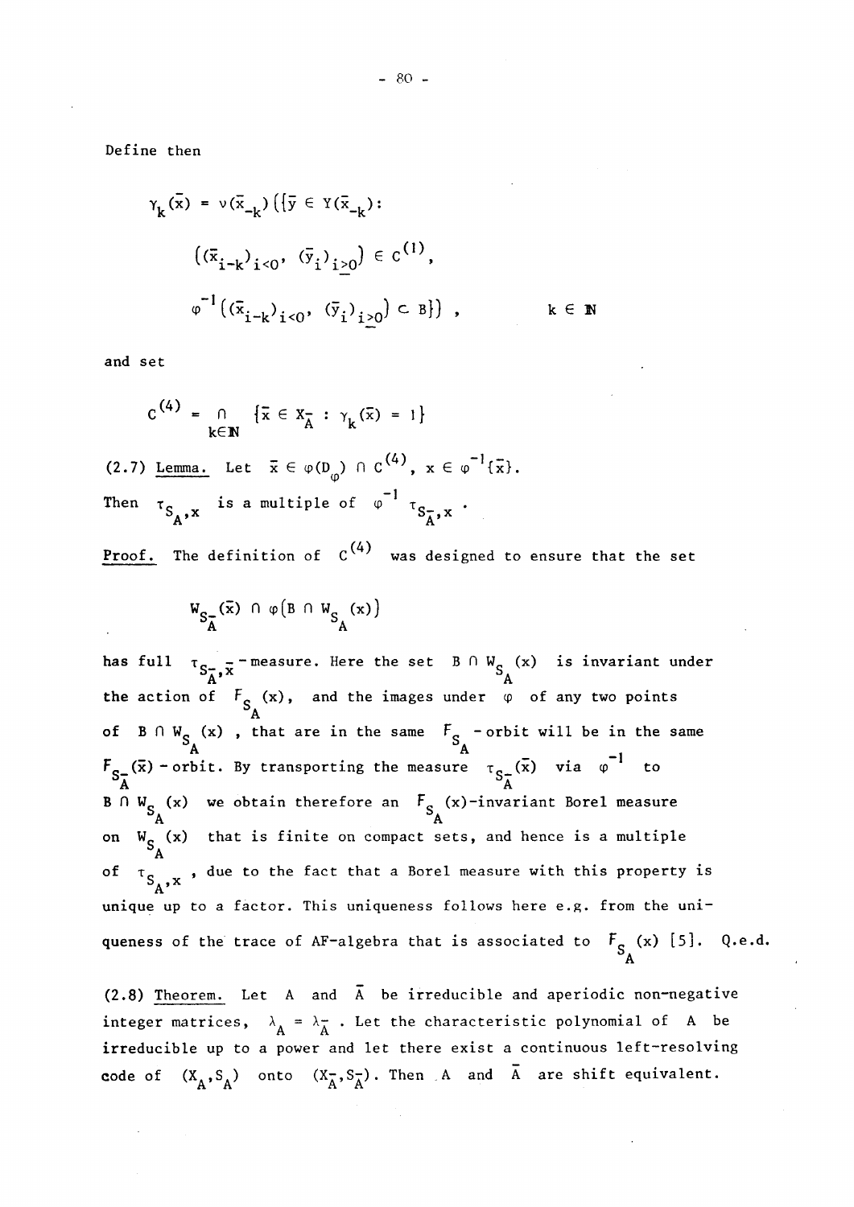Define then

$$\gamma_k(\bar{x}) = \nu(\bar{x}_{-k})\big(\{\bar{y} \in Y(\bar{x}_{-k}) :$$
$$\big((\bar{x}_{i-k})_{i<0},\ (\bar{y}_i)_{i\geq 0}\big) \in C^{(1)},$$
$$\varphi^{-1}\big((\bar{x}_{i-k})_{i<0},\ (\bar{y}_i)_{i\geq 0}\big) \subset B\}\big)\ , \qquad k \in \mathbb{N}$$

and set

$$C^{(4)} = \bigcap_{k\in\mathbb{N}} \{\bar{x} \in X_{\bar{A}} : \gamma_k(\bar{x}) = 1\}$$

(2.7) Lemma. Let $\bar{x} \in \varphi(D_\varphi) \cap C^{(4)}$, $x \in \varphi^{-1}\{\bar{x}\}$. Then $\tau_{S_A,x}$ is a multiple of $\varphi^{-1}\,\tau_{S_{\bar{A}},x}$.

Proof. The definition of $C^{(4)}$ was designed to ensure that the set

$$W_{S_{\bar{A}}}(\bar{x}) \cap \varphi\big(B \cap W_{S_A}(x)\big)$$

has full $\tau_{S_{\bar{A}},\bar{x}}$-measure. Here the set $B \cap W_{S_A}(x)$ is invariant under the action of $F_{S_A}(x)$, and the images under $\varphi$ of any two points of $B \cap W_{S_A}(x)$, that are in the same $F_{S_A}$-orbit will be in the same $F_{S_{\bar{A}}}(\bar{x})$-orbit. By transporting the measure $\tau_{S_{\bar{A}}}(\bar{x})$ via $\varphi^{-1}$ to $B \cap W_{S_A}(x)$ we obtain therefore an $F_{S_A}(x)$-invariant Borel measure on $W_{S_A}(x)$ that is finite on compact sets, and hence is a multiple of $\tau_{S_A,x}$, due to the fact that a Borel measure with this property is unique up to a factor. This uniqueness follows here e.g. from the uniqueness of the trace of AF-algebra that is associated to $F_{S_A}(x)$ [5]. Q.e.d.

(2.8) Theorem. Let $A$ and $\bar{A}$ be irreducible and aperiodic non-negative integer matrices, $\lambda_A = \lambda_{\bar{A}}$. Let the characteristic polynomial of $A$ be irreducible up to a power and let there exist a continuous left-resolving code of $(X_A, S_A)$ onto $(X_{\bar{A}}, S_{\bar{A}})$. Then $A$ and $\bar{A}$ are shift equivalent.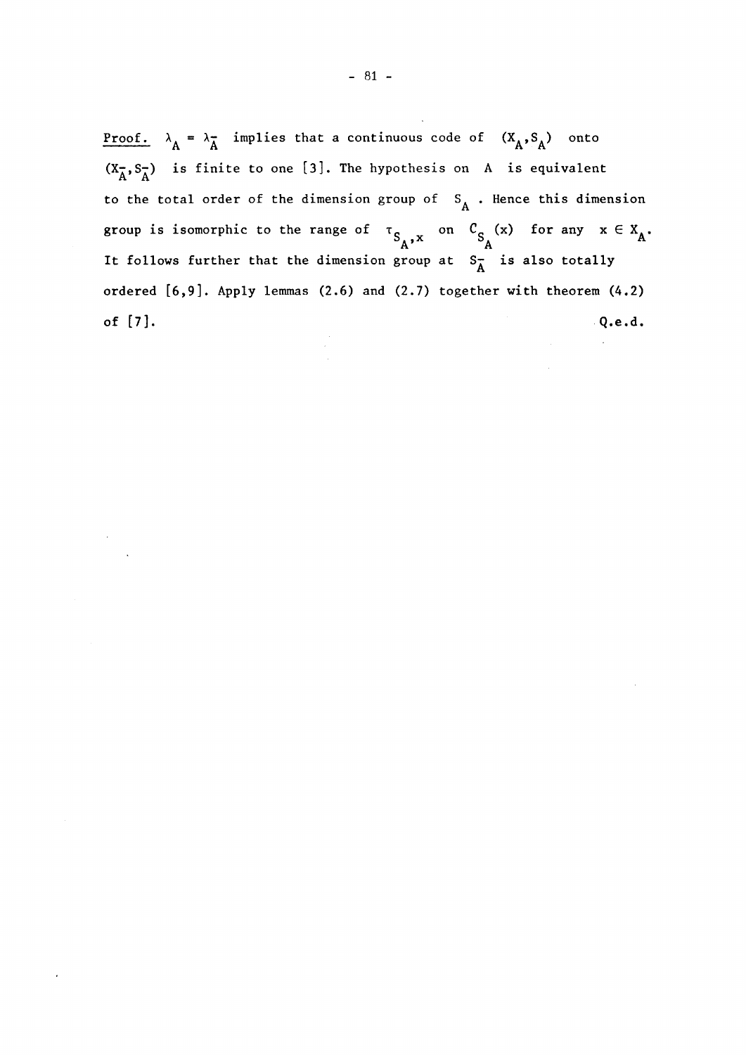Proof. $\lambda_A = \lambda_{\bar{A}}$ implies that a continuous code of $(X_A, S_A)$ onto $(X_{\bar{A}}, S_{\bar{A}})$ is finite to one [3]. The hypothesis on $A$ is equivalent to the total order of the dimension group of $S_A$. Hence this dimension group is isomorphic to the range of $\tau_{S_A,x}$ on $C_{S_A}(x)$ for any $x \in X_A$. It follows further that the dimension group at $S_{\bar{A}}$ is also totally ordered [6,9]. Apply lemmas (2.6) and (2.7) together with theorem (4.2) of [7]. Q.e.d.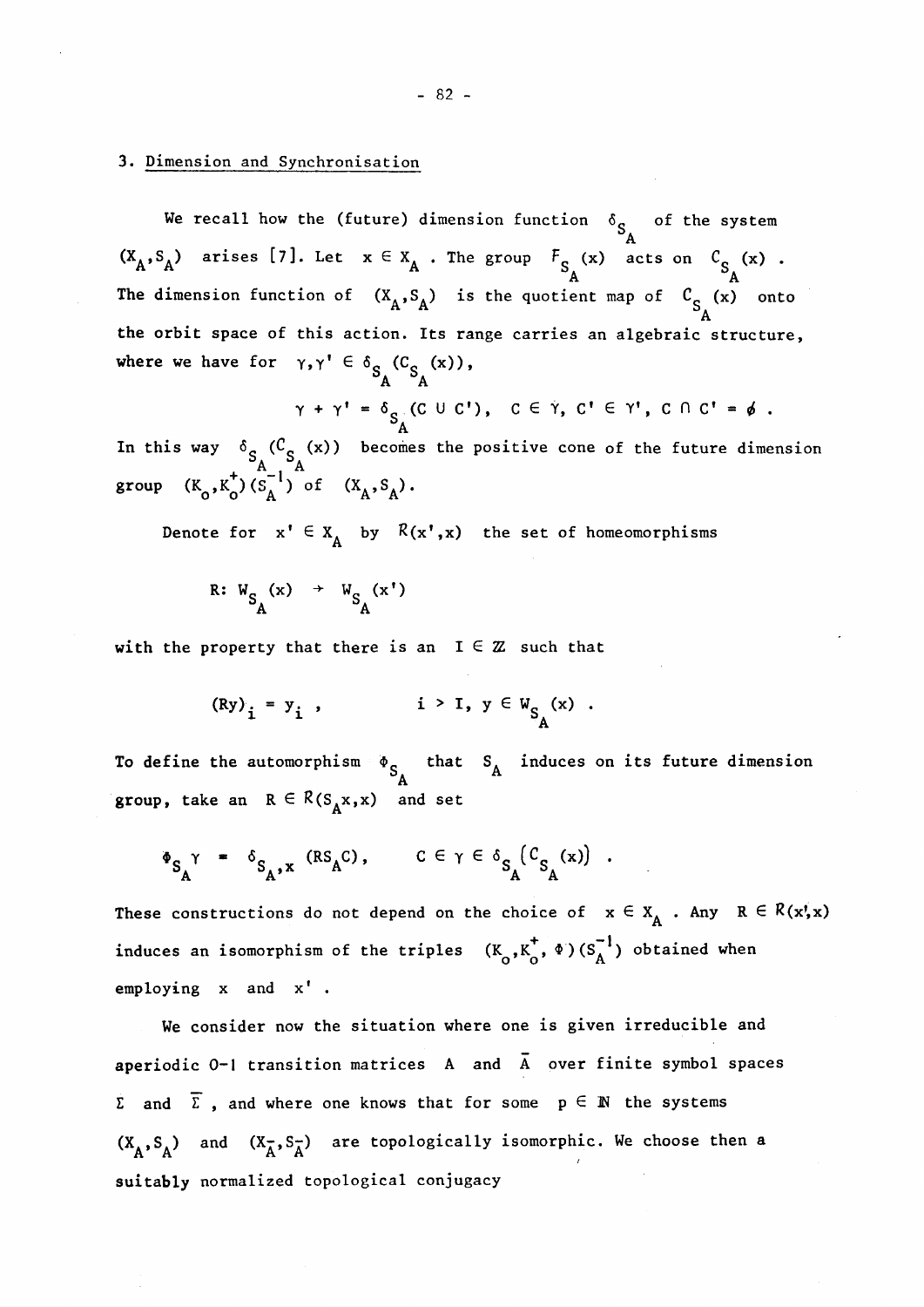### 3. Dimension and Synchronisation

We recall how the (future) dimension function $\delta_{S_A}$ of the system $(X_A, S_A)$ arises [7]. Let $x \in X_A$. The group $F_{S_A}(x)$ acts on $C_{S_A}(x)$. The dimension function of $(X_A, S_A)$ is the quotient map of $C_{S_A}(x)$ onto the orbit space of this action. Its range carries an algebraic structure, where we have for $\gamma, \gamma' \in \delta_{S_A}(C_{S_A}(x))$,

$$\gamma + \gamma' = \delta_{S_A}(C \cup C'), \quad C \in \gamma,\ C' \in \gamma',\ C \cap C' = \emptyset .$$

In this way $\delta_{S_A}(C_{S_A}(x))$ becomes the positive cone of the future dimension group $(K_0, K_0^+)(S_A^{-1})$ of $(X_A, S_A)$.

Denote for $x' \in X_A$ by $R(x', x)$ the set of homeomorphisms

$$R: W_{S_A}(x) \to W_{S_A}(x')$$

with the property that there is an $I \in \mathbb{Z}$ such that

$$(Ry)_i = y_i , \qquad i > I,\ y \in W_{S_A}(x) .$$

To define the automorphism $\Phi_{S_A}$ that $S_A$ induces on its future dimension group, take an $R \in R(S_A x, x)$ and set

$$\Phi_{S_A} \gamma = \delta_{S_A, x}(R S_A C), \qquad C \in \gamma \in \delta_{S_A}\left(C_{S_A}(x)\right) .$$

These constructions do not depend on the choice of $x \in X_A$. Any $R \in R(x', x)$ induces an isomorphism of the triples $(K_0, K_0^+, \Phi)(S_A^{-1})$ obtained when employing $x$ and $x'$.

We consider now the situation where one is given irreducible and aperiodic 0-1 transition matrices $A$ and $\bar{A}$ over finite symbol spaces $\Sigma$ and $\bar{\Sigma}$, and where one knows that for some $p \in \mathbb{N}$ the systems $(X_A, S_A)$ and $(X_{\bar{A}}, S_{\bar{A}})$ are topologically isomorphic. We choose then a suitably normalized topological conjugacy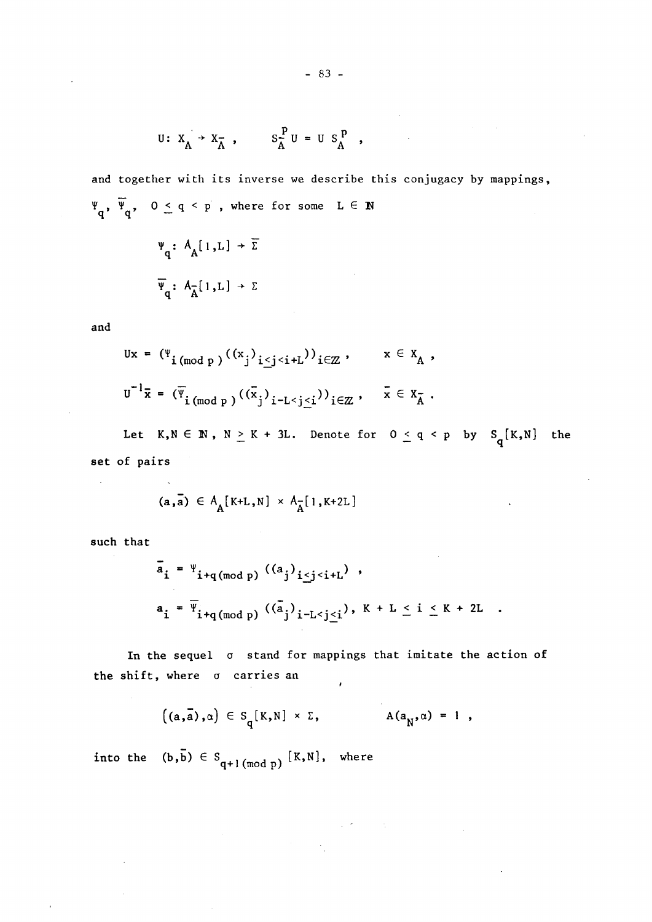$$U: X_A \to X_{\bar{A}}, \qquad S_{\bar{A}}^p U = U S_A^p ,$$

and together with its inverse we describe this conjugacy by mappings, $\Psi_q$, $\bar{\Psi}_q$, $0 \le q < p$, where for some $L \in \mathbb{N}$

$$\Psi_q : A_A[1,L] \to \bar{\Sigma}$$

$$\bar{\Psi}_q : A_{\bar{A}}[1,L] \to \Sigma$$

and

$$Ux = (\Psi_{i \,(\mathrm{mod}\ p)}((x_j)_{i \le j < i+L}))_{i \in \mathbb{Z}}, \qquad x \in X_A ,$$

$$U^{-1}\bar{x} = (\bar{\Psi}_{i \,(\mathrm{mod}\ p)}((\bar{x}_j)_{i-L < j \le i}))_{i \in \mathbb{Z}}, \qquad \bar{x} \in X_{\bar{A}} .$$

Let $K, N \in \mathbb{N}$, $N \ge K + 3L$. Denote for $0 \le q < p$ by $S_q[K,N]$ the set of pairs

$$(a, \bar{a}) \in A_A[K+L, N] \times A_{\bar{A}}[1, K+2L]$$

such that

$$\bar{a}_i = \Psi_{i+q \,(\mathrm{mod}\ p)}((a_j)_{i \le j < i+L}) ,$$

$$a_i = \bar{\Psi}_{i+q \,(\mathrm{mod}\ p)}((\bar{a}_j)_{i-L < j \le i}), \ K + L \le i \le K + 2L .$$

In the sequel $\sigma$ stand for mappings that imitate the action of the shift, where $\sigma$ carries an

$$((a, \bar{a}), \alpha) \in S_q[K,N] \times \Sigma, \qquad A(a_N, \alpha) = 1 ,$$

into the $(b, \bar{b}) \in S_{q+1 \,(\mathrm{mod}\ p)}[K,N]$, where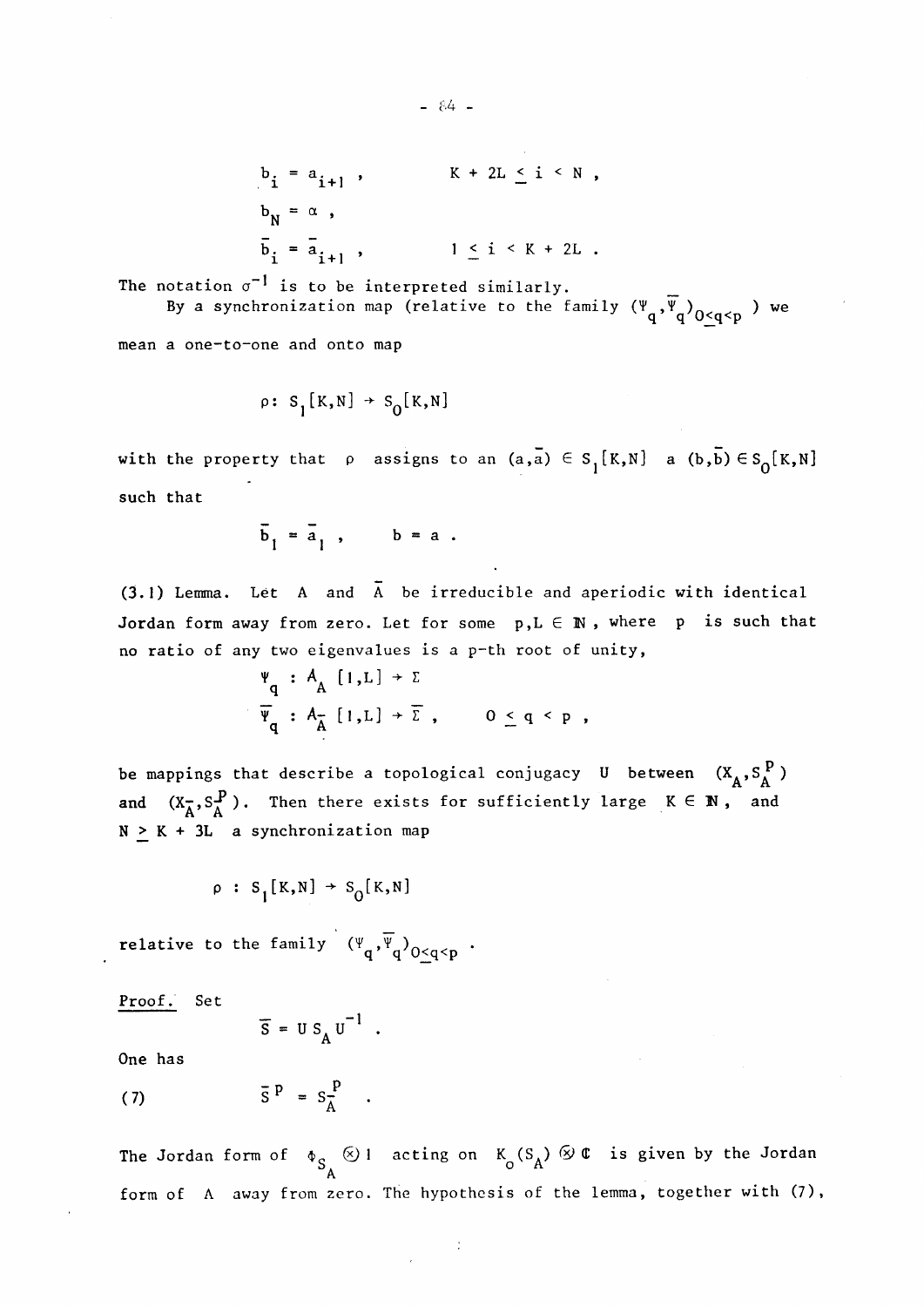$$b_i = a_{i+1}\ , \qquad K + 2L \leq i < N\ ,$$

$$b_N = \alpha\ ,$$

$$\bar{b}_i = \bar{a}_{i+1}\ , \qquad 1 \leq i < K + 2L\ .$$

The notation $\sigma^{-1}$ is to be interpreted similarly.

By a synchronization map (relative to the family $(\Psi_q, \bar{\Psi}_q)_{0 \leq q < p}$ ) we mean a one-to-one and onto map

$$\rho \colon S_1[K,N] \to S_0[K,N]$$

with the property that $\rho$ assigns to an $(a,\bar{a}) \in S_1[K,N]$ a $(b,\bar{b}) \in S_0[K,N]$ such that

$$\bar{b}_1 = \bar{a}_1\ , \qquad b = a\ .$$

**(3.1) Lemma.** Let $A$ and $\bar{A}$ be irreducible and aperiodic with identical Jordan form away from zero. Let for some $p, L \in \mathbb{N}$, where $p$ is such that no ratio of any two eigenvalues is a $p$-th root of unity,

$$\Psi_q \colon A_A[1,L] \to \Sigma$$

$$\bar{\Psi}_q \colon A_{\bar{A}}[1,L] \to \bar{\Sigma}\ , \qquad 0 \leq q < p\ ,$$

be mappings that describe a topological conjugacy $U$ between $(X_A, S_A^P)$ and $(X_{\bar{A}}, S_{\bar{A}}^P)$. Then there exists for sufficiently large $K \in \mathbb{N}$, and $N \geq K + 3L$ a synchronization map

$$\rho \colon S_1[K,N] \to S_0[K,N]$$

relative to the family $(\Psi_q, \bar{\Psi}_q)_{0 \leq q < p}$.

Proof. Set

$$\bar{S} = U S_A U^{-1}\ .$$

One has

$$\bar{S}^P = S_{\bar{A}}^P \tag{7}$$

The Jordan form of $\Phi_{S_A} \otimes 1$ acting on $K_0(S_A) \otimes \mathbb{C}$ is given by the Jordan form of $A$ away from zero. The hypothesis of the lemma, together with (7),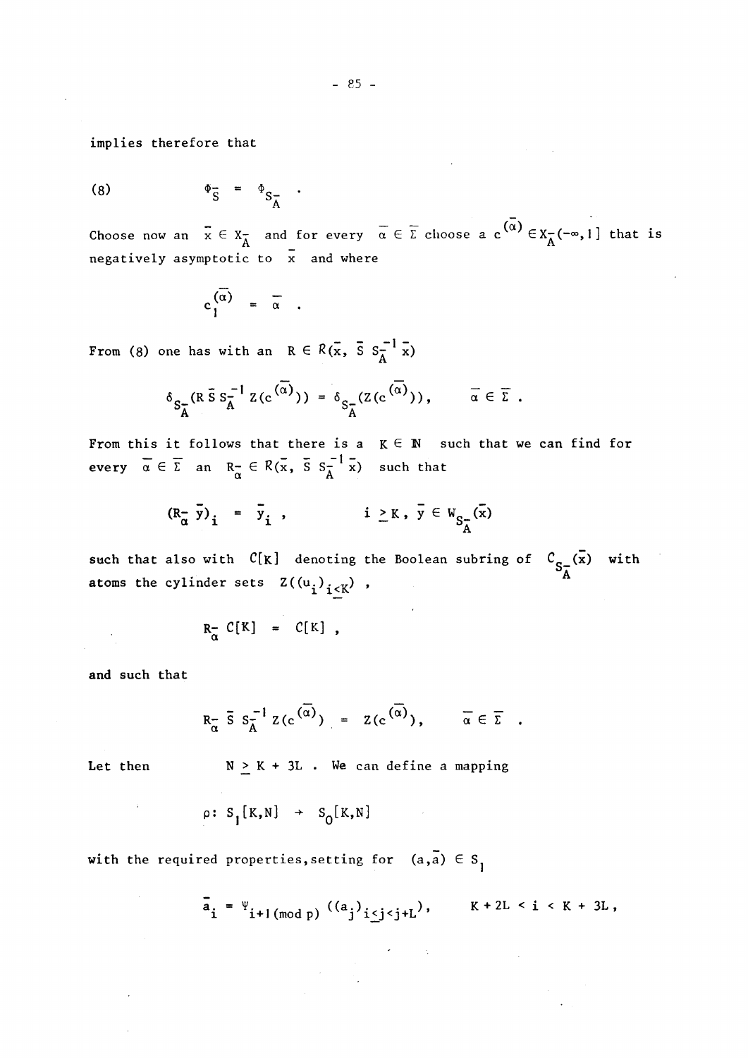implies therefore that

$$(8) \qquad \Phi_{\bar{S}} = \Phi_{S_{\bar{A}}} .$$

Choose now an $\bar{x} \in X_{\bar{A}}$ and for every $\bar{\alpha} \in \bar{\Sigma}$ choose a $c^{(\bar{\alpha})} \in X_{\bar{A}}(-\infty, 1]$ that is negatively asymptotic to $\bar{x}$ and where

$$c_1^{(\bar{\alpha})} = \bar{\alpha} .$$

From (8) one has with an $R \in \mathcal{R}(\bar{x}, \bar{S}\, S_{\bar{A}}^{-1} \bar{x})$

$$\delta_{S_{\bar{A}}}(R\, \bar{S}\, S_{\bar{A}}^{-1}\, Z(c^{(\bar{\alpha})})) = \delta_{S_{\bar{A}}}(Z(c^{(\bar{\alpha})})), \qquad \bar{\alpha} \in \bar{\Sigma} .$$

From this it follows that there is a $K \in \mathbb{N}$ such that we can find for every $\bar{\alpha} \in \bar{\Sigma}$ an $R_{\bar{\alpha}} \in \mathcal{R}(\bar{x}, \bar{S}\, S_{\bar{A}}^{-1} \bar{x})$ such that

$$(R_{\bar{\alpha}}\, \bar{y})_i = \bar{y}_i , \qquad i \geq K , \ \bar{y} \in W_{S_{\bar{A}}}(\bar{x})$$

such that also with $C[K]$ denoting the Boolean subring of $C_{S_{\bar{A}}}(\bar{x})$ with atoms the cylinder sets $Z((u_i)_{i \leq K})$ ,

$$R_{\bar{\alpha}}\, C[K] = C[K] ,$$

and such that

$$R_{\bar{\alpha}}\, \bar{S}\, S_{\bar{A}}^{-1}\, Z(c^{(\bar{\alpha})}) = Z(c^{(\bar{\alpha})}), \qquad \bar{\alpha} \in \bar{\Sigma} .$$

Let then $\qquad N \geq K + 3L$ . We can define a mapping

$$\rho : S_1[K,N] \to S_0[K,N]$$

with the required properties, setting for $(a, \bar{a}) \in S_1$

$$\bar{a}_i = \Psi_{i+1 (\text{mod } p)}((a_j)_{i \leq j < j+L}), \qquad K + 2L < i < K + 3L ,$$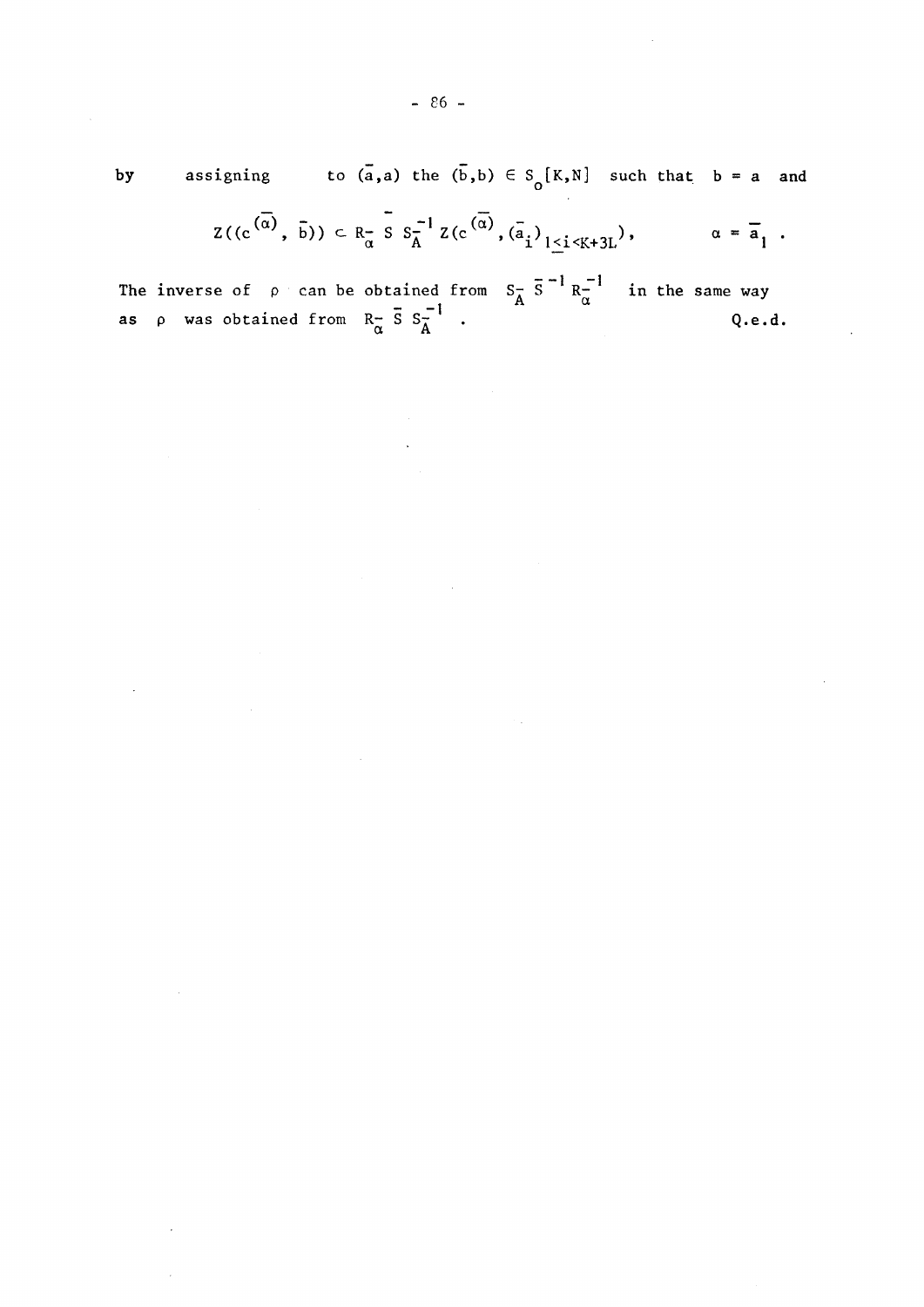by assigning to $(\bar{a},a)$ the $(\bar{b},b) \in S_o[K,N]$ such that $b = a$ and

$$Z((c^{(\bar{\alpha})}, \bar{b})) \subset R_{\bar{\alpha}} \bar{S} S_{\bar{A}}^{-1} Z(c^{(\bar{\alpha})}, (\bar{a}_i)_{1 \leq i < K+3L}), \qquad \alpha = \bar{a}_1 .$$

The inverse of $\rho$ can be obtained from $S_{\bar{A}} \bar{S}^{-1} R_{\bar{\alpha}}^{-1}$ in the same way as $\rho$ was obtained from $R_{\bar{\alpha}} \bar{S} S_{\bar{A}}^{-1}$ . Q.e.d.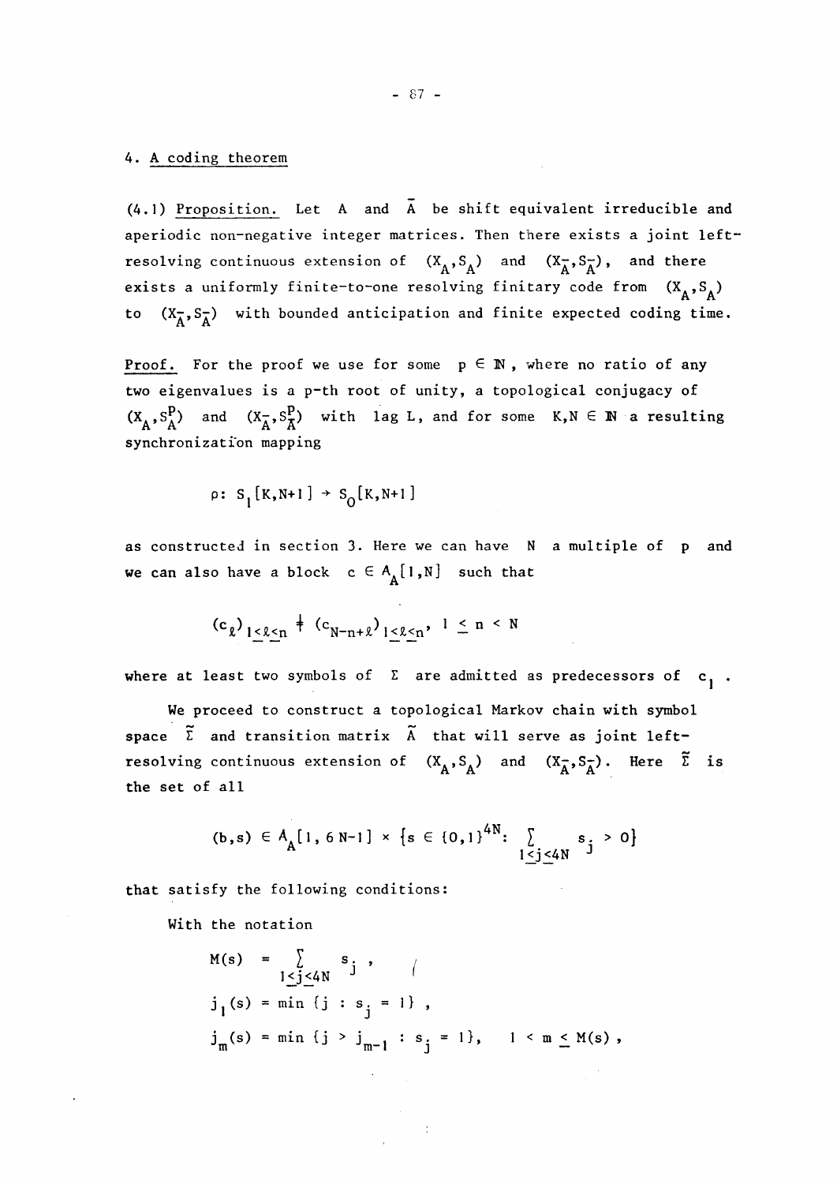## 4. A coding theorem

(4.1) Proposition. Let $A$ and $\bar{A}$ be shift equivalent irreducible and aperiodic non-negative integer matrices. Then there exists a joint left-resolving continuous extension of $(X_A, S_A)$ and $(X_{\bar{A}}, S_{\bar{A}})$, and there exists a uniformly finite-to-one resolving finitary code from $(X_A, S_A)$ to $(X_{\bar{A}}, S_{\bar{A}})$ with bounded anticipation and finite expected coding time.

Proof. For the proof we use for some $p \in \mathbb{N}$, where no ratio of any two eigenvalues is a p-th root of unity, a topological conjugacy of $(X_A, S_A^p)$ and $(X_{\bar{A}}, S_{\bar{A}}^p)$ with lag $L$, and for some $K, N \in \mathbb{N}$ a resulting synchronization mapping

$$\rho: S_1[K, N+1] \to S_0[K, N+1]$$

as constructed in section 3. Here we can have $N$ a multiple of $p$ and we can also have a block $c \in A_A[1,N]$ such that

$$(c_\ell)_{1 \leq \ell \leq n} \neq (c_{N-n+\ell})_{1 \leq \ell \leq n}, \quad 1 \leq n < N$$

where at least two symbols of $\Sigma$ are admitted as predecessors of $c_1$.

We proceed to construct a topological Markov chain with symbol space $\tilde{\Sigma}$ and transition matrix $\tilde{A}$ that will serve as joint left-resolving continuous extension of $(X_A, S_A)$ and $(X_{\bar{A}}, S_{\bar{A}})$. Here $\tilde{\Sigma}$ is the set of all

$$(b,s) \in A_A[1, 6N-1] \times \{s \in \{0,1\}^{4N} : \sum_{1 \leq j \leq 4N} s_j > 0\}$$

that satisfy the following conditions:

With the notation

$$M(s) = \sum_{1 \leq j \leq 4N} s_j,$$

$$j_1(s) = \min\{j : s_j = 1\},$$

$$j_m(s) = \min\{j > j_{m-1} : s_j = 1\}, \quad 1 < m \leq M(s),$$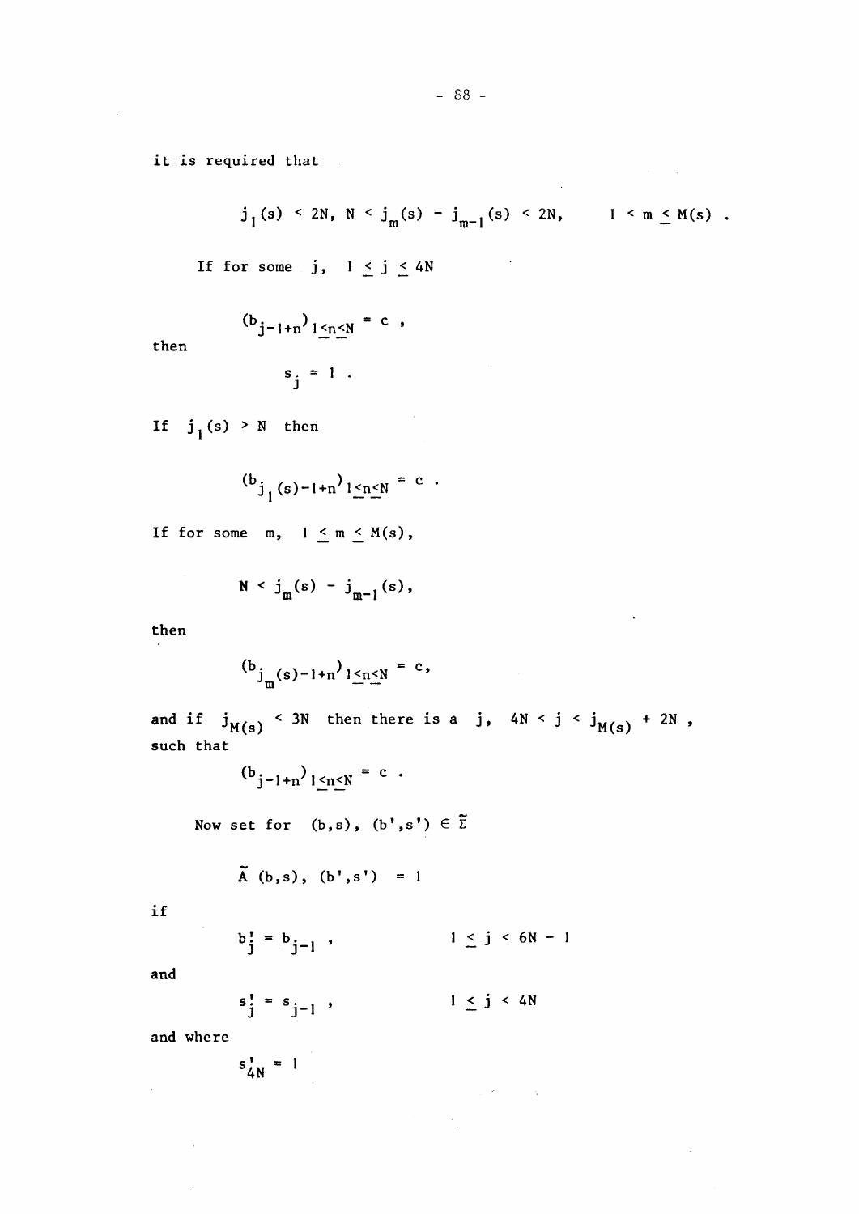it is required that

$$j_1(s) < 2N, \; N < j_m(s) - j_{m-1}(s) < 2N, \qquad 1 < m \leq M(s) .$$

If for some $j$, $1 \leq j \leq 4N$

$$(b_{j-1+n})_{1 \leq n \leq N} = c ,$$

then

$$s_j = 1 .$$

If $j_1(s) > N$ then

$$(b_{j_1(s)-1+n})_{1 \leq n \leq N} = c .$$

If for some $m$, $1 \leq m \leq M(s)$,

$$N < j_m(s) - j_{m-1}(s),$$

then

$$(b_{j_m(s)-1+n})_{1 \leq n \leq N} = c,$$

and if $j_{M(s)} < 3N$ then there is a $j$, $4N < j < j_{M(s)} + 2N$, such that

$$(b_{j-1+n})_{1 \leq n \leq N} = c .$$

Now set for $(b,s)$, $(b',s') \in \tilde{\Sigma}$

$$\tilde{A} \; (b,s), \; (b',s') \; = 1$$

if

$$b'_j = b_{j-1} , \qquad 1 \leq j < 6N - 1$$

and

$$s'_j = s_{j-1} , \qquad 1 \leq j < 4N$$

and where

$$s'_{4N} = 1$$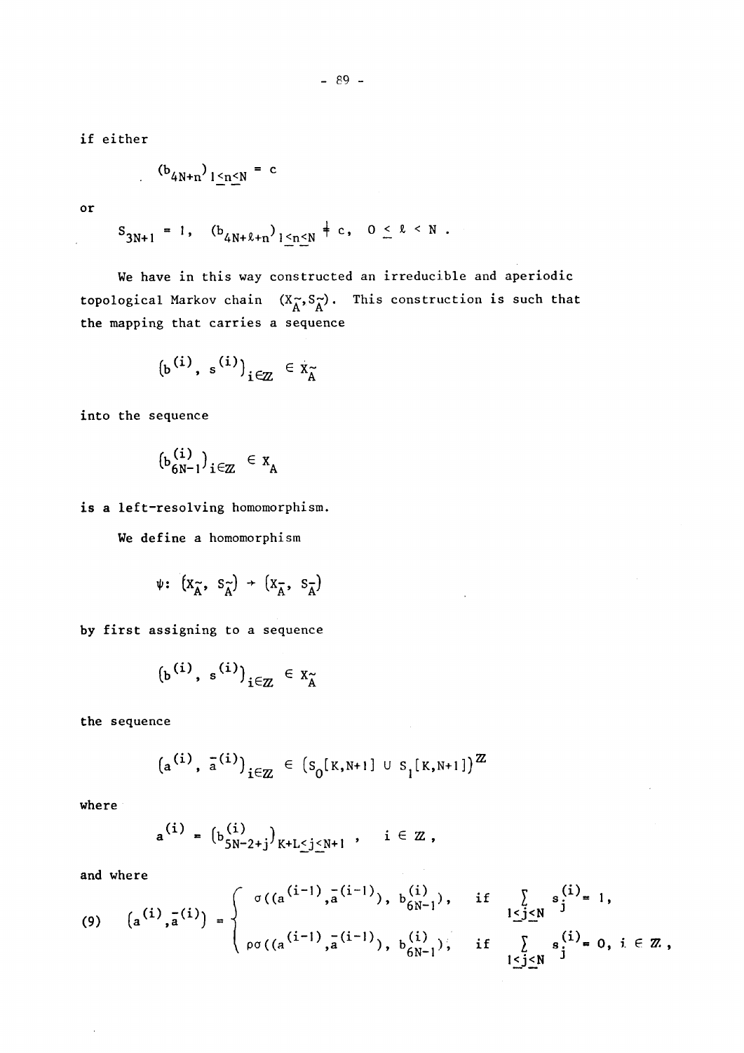if either

$$(b_{4N+n})_{1\leq n\leq N} = c$$

or

$$s_{3N+1} = 1, \quad (b_{4N+\ell+n})_{1\leq n\leq N} \neq c, \quad 0 \leq \ell < N .$$

We have in this way constructed an irreducible and aperiodic topological Markov chain $(X_{\tilde{A}}, S_{\tilde{A}})$. This construction is such that the mapping that carries a sequence

$$(b^{(i)}, s^{(i)})_{i\in\mathbb{Z}} \in X_{\tilde{A}}$$

into the sequence

$$(b^{(i)}_{6N-1})_{i\in\mathbb{Z}} \in X_A$$

is a left-resolving homomorphism.

We define a homomorphism

$$\psi: (X_{\tilde{A}}, S_{\tilde{A}}) \to (X_{\tilde{A}}, S_{\tilde{A}})$$

by first assigning to a sequence

$$(b^{(i)}, s^{(i)})_{i\in\mathbb{Z}} \in X_{\tilde{A}}$$

the sequence

$$(a^{(i)}, \bar{a}^{(i)})_{i\in\mathbb{Z}} \in (S_0[K,N+1] \cup S_1[K,N+1])^{\mathbb{Z}}$$

where

$$a^{(i)} = (b^{(i)}_{5N-2+j})_{K+L\leq j\leq N+1}, \quad i \in \mathbb{Z},$$

and where

$$(9) \quad (a^{(i)}, \bar{a}^{(i)}) = \begin{cases} \sigma((a^{(i-1)}, \bar{a}^{(i-1)}),\ b^{(i)}_{6N-1}), & \text{if} \quad \sum\limits_{1\leq j\leq N} s^{(i)}_j = 1, \\ \rho\sigma((a^{(i-1)}, \bar{a}^{(i-1)}),\ b^{(i)}_{6N-1}), & \text{if} \quad \sum\limits_{1\leq j\leq N} s^{(i)}_j = 0,\ i \in \mathbb{Z}, \end{cases}$$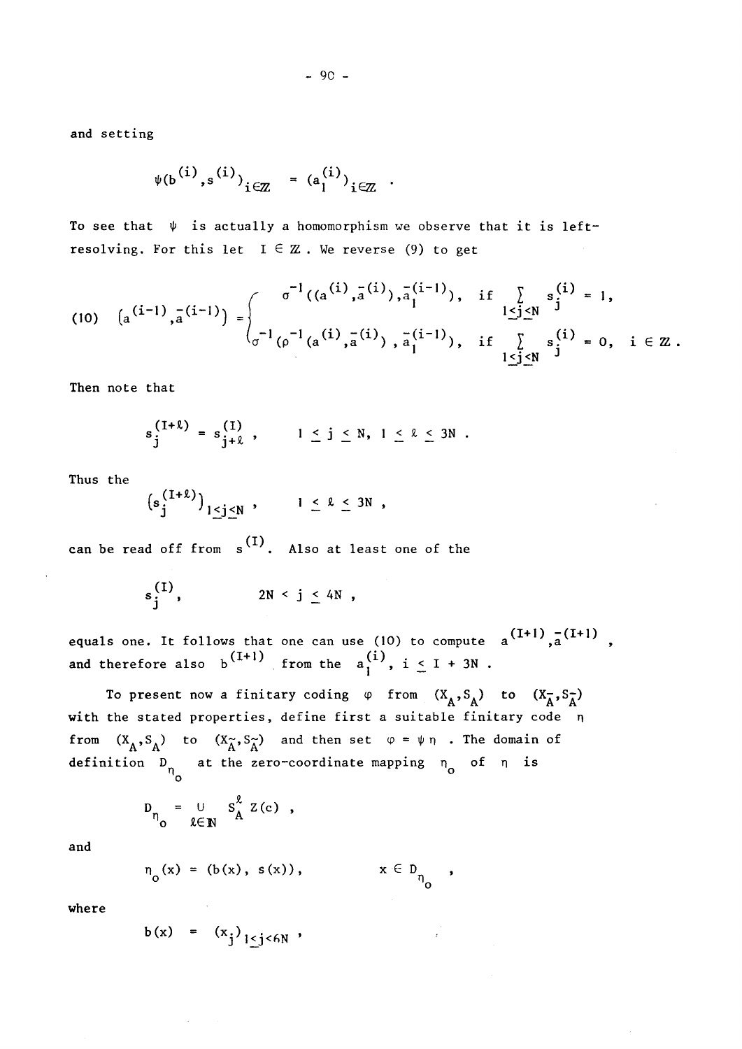and setting

$$\psi(b^{(i)}, s^{(i)})_{i \in \mathbb{Z}} = (a_1^{(i)})_{i \in \mathbb{Z}} .$$

To see that $\psi$ is actually a homomorphism we observe that it is left-resolving. For this let $I \in \mathbb{Z}$. We reverse (9) to get

$$(10) \quad \left(a^{(i-1)}, \bar{a}^{(i-1)}\right) = \begin{cases} \sigma^{-1}((a^{(i)}, \bar{a}^{(i)}), \bar{a}_1^{(i-1)}), & \text{if } \sum_{1 \le j \le N} s_j^{(i)} = 1, \\ \sigma^{-1}(\rho^{-1}(a^{(i)}, \bar{a}^{(i)}), \bar{a}_1^{(i-1)}), & \text{if } \sum_{1 \le j \le N} s_j^{(i)} = 0, \quad i \in \mathbb{Z} . \end{cases}$$

Then note that

$$s_j^{(I+\ell)} = s_{j+\ell}^{(I)}, \qquad 1 \le j \le N, \ 1 \le \ell \le 3N .$$

Thus the

$$\left(s_j^{(I+\ell)}\right)_{1 \le j \le N}, \qquad 1 \le \ell \le 3N ,$$

can be read off from $s^{(I)}$. Also at least one of the

$$s_j^{(I)}, \qquad 2N < j \le 4N ,$$

equals one. It follows that one can use (10) to compute $a^{(I+1)}, \bar{a}^{(I+1)}$, and therefore also $b^{(I+1)}$ from the $a_1^{(i)}$, $i \le I + 3N$.

To present now a finitary coding $\varphi$ from $(X_A, S_A)$ to $(X_{\tilde{A}}, S_{\tilde{A}})$ with the stated properties, define first a suitable finitary code $\eta$ from $(X_A, S_A)$ to $(X_{\tilde{A}}, S_{\tilde{A}})$ and then set $\varphi = \psi\eta$. The domain of definition $D_{\eta_o}$ at the zero-coordinate mapping $\eta_o$ of $\eta$ is

$$D_{\eta_o} = \bigcup_{\ell \in \mathbb{N}} S_A^{\ell} Z(c) ,$$

and

$$\eta_o(x) = (b(x), s(x)), \qquad x \in D_{\eta_o} ,$$

where

$$b(x) = (x_j)_{1 \le j < 6N} ,$$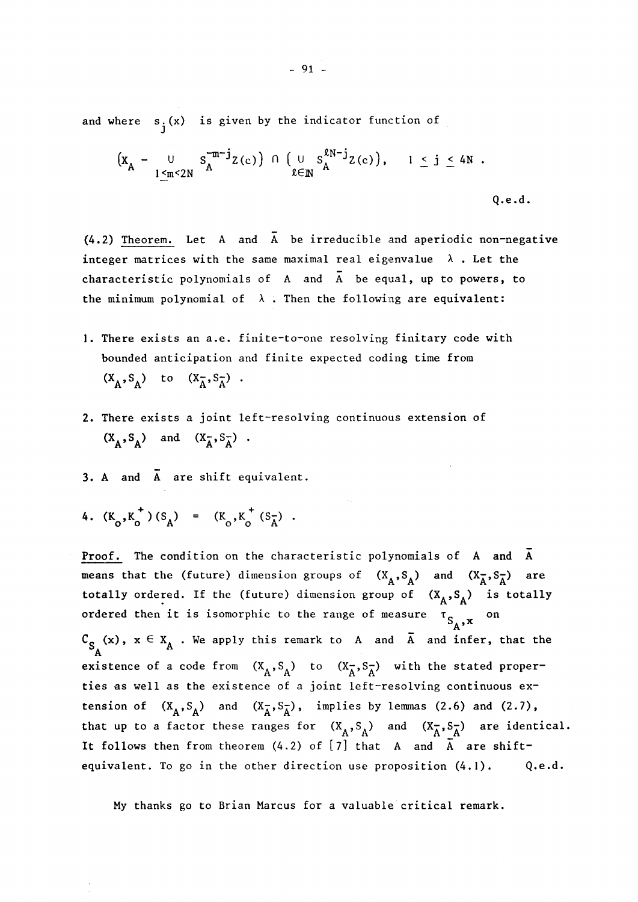and where $s_j(x)$ is given by the indicator function of

$$\left(X_A - \bigcup_{1 \leq m < 2N} S_A^{-m-j} Z(c)\right) \cap \left(\bigcup_{\ell \in \mathbb{N}} S_A^{\ell N - j} Z(c)\right), \quad 1 \leq j \leq 4N .$$

Q.e.d.

(4.2) Theorem. Let $A$ and $\bar{A}$ be irreducible and aperiodic non-negative integer matrices with the same maximal real eigenvalue $\lambda$. Let the characteristic polynomials of $A$ and $\bar{A}$ be equal, up to powers, to the minimum polynomial of $\lambda$. Then the following are equivalent:

1. There exists an a.e. finite-to-one resolving finitary code with bounded anticipation and finite expected coding time from $(X_A, S_A)$ to $(X_{\bar{A}}, S_{\bar{A}})$.

2. There exists a joint left-resolving continuous extension of $(X_A, S_A)$ and $(X_{\bar{A}}, S_{\bar{A}})$.

3. $A$ and $\bar{A}$ are shift equivalent.

4. $(K_o, K_o^+)(S_A) = (K_o, K_o^+(S_{\bar{A}})$.

Proof. The condition on the characteristic polynomials of $A$ and $\bar{A}$ means that the (future) dimension groups of $(X_A, S_A)$ and $(X_{\bar{A}}, S_{\bar{A}})$ are totally ordered. If the (future) dimension group of $(X_A, S_A)$ is totally ordered then it is isomorphic to the range of measure $\tau_{S_A, x}$ on $C_{S_A}(x)$, $x \in X_A$. We apply this remark to $A$ and $\bar{A}$ and infer, that the existence of a code from $(X_A, S_A)$ to $(X_{\bar{A}}, S_{\bar{A}})$ with the stated properties as well as the existence of a joint left-resolving continuous extension of $(X_A, S_A)$ and $(X_{\bar{A}}, S_{\bar{A}})$, implies by lemmas (2.6) and (2.7), that up to a factor these ranges for $(X_A, S_A)$ and $(X_{\bar{A}}, S_{\bar{A}})$ are identical. It follows then from theorem (4.2) of [7] that $A$ and $\bar{A}$ are shift-equivalent. To go in the other direction use proposition (4.1). Q.e.d.

My thanks go to Brian Marcus for a valuable critical remark.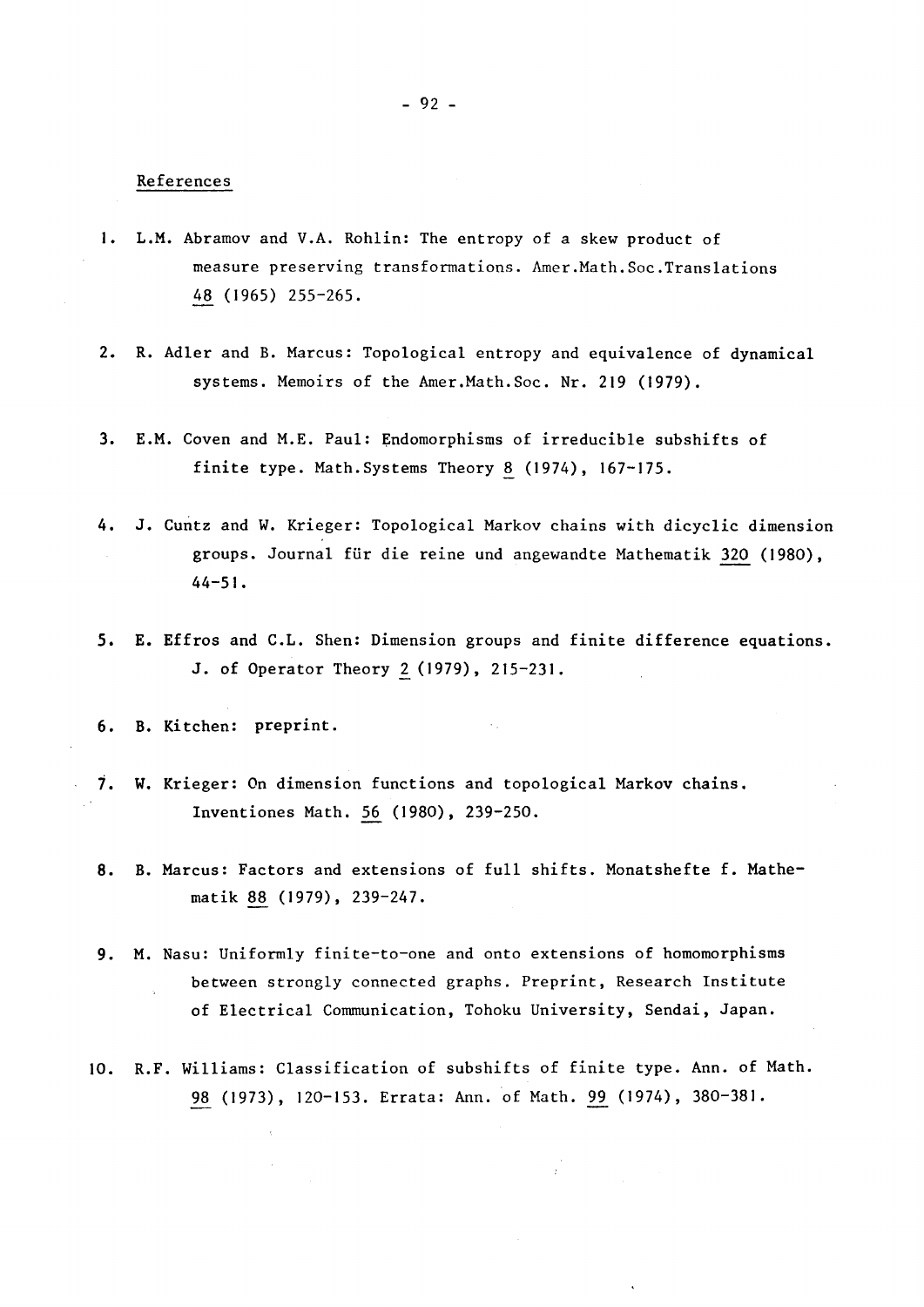## References

1. L.M. Abramov and V.A. Rohlin: The entropy of a skew product of measure preserving transformations. Amer.Math.Soc.Translations 48 (1965) 255-265.

2. R. Adler and B. Marcus: Topological entropy and equivalence of dynamical systems. Memoirs of the Amer.Math.Soc. Nr. 219 (1979).

3. E.M. Coven and M.E. Paul: Endomorphisms of irreducible subshifts of finite type. Math.Systems Theory 8 (1974), 167-175.

4. J. Cuntz and W. Krieger: Topological Markov chains with dicyclic dimension groups. Journal für die reine und angewandte Mathematik 320 (1980), 44-51.

5. E. Effros and C.L. Shen: Dimension groups and finite difference equations. J. of Operator Theory 2 (1979), 215-231.

6. B. Kitchen: preprint.

7. W. Krieger: On dimension functions and topological Markov chains. Inventiones Math. 56 (1980), 239-250.

8. B. Marcus: Factors and extensions of full shifts. Monatshefte f. Mathematik 88 (1979), 239-247.

9. M. Nasu: Uniformly finite-to-one and onto extensions of homomorphisms between strongly connected graphs. Preprint, Research Institute of Electrical Communication, Tohoku University, Sendai, Japan.

10. R.F. Williams: Classification of subshifts of finite type. Ann. of Math. 98 (1973), 120-153. Errata: Ann. of Math. 99 (1974), 380-381.